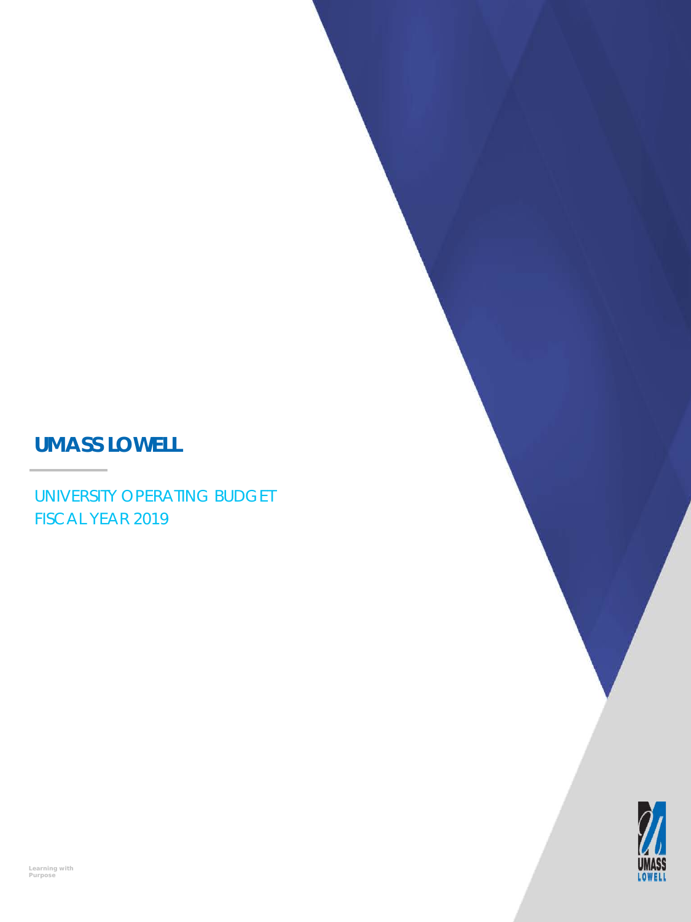# UMASS LOWELL

UNIVERSITY OPERATING BUDGET
FISCAL YEAR 2019

Learning with Purpose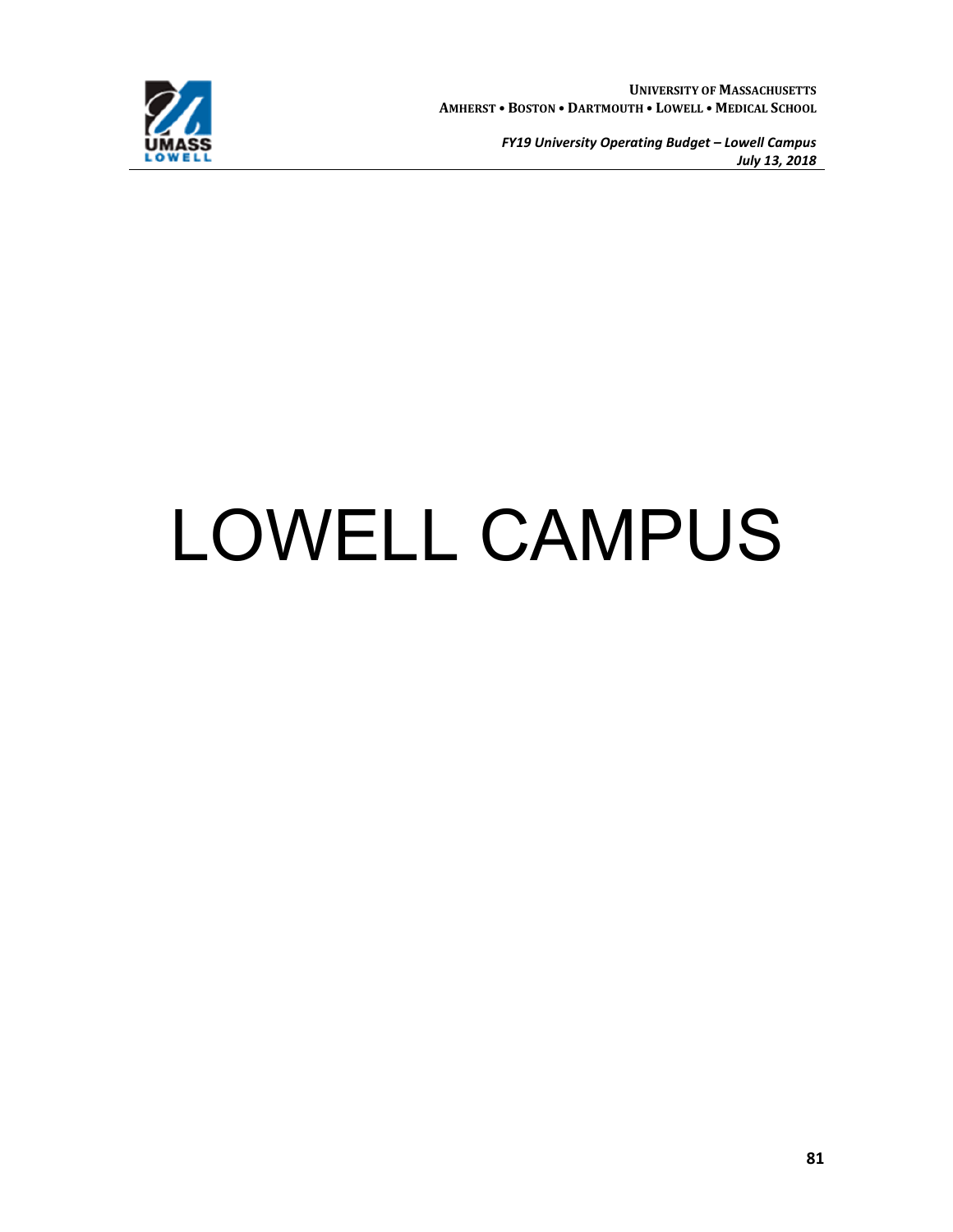# LOWELL CAMPUS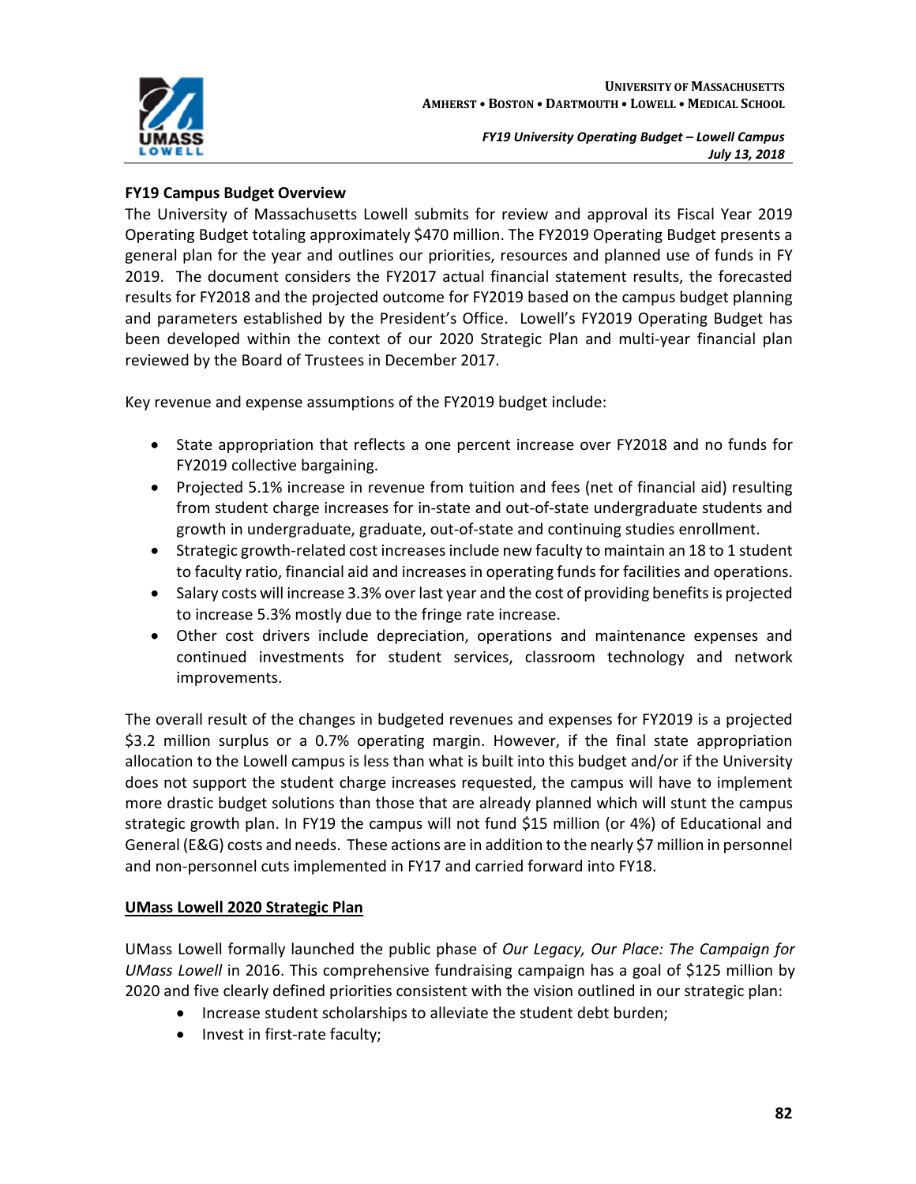## FY19 Campus Budget Overview

The University of Massachusetts Lowell submits for review and approval its Fiscal Year 2019 Operating Budget totaling approximately $470 million. The FY2019 Operating Budget presents a general plan for the year and outlines our priorities, resources and planned use of funds in FY 2019. The document considers the FY2017 actual financial statement results, the forecasted results for FY2018 and the projected outcome for FY2019 based on the campus budget planning and parameters established by the President's Office. Lowell's FY2019 Operating Budget has been developed within the context of our 2020 Strategic Plan and multi-year financial plan reviewed by the Board of Trustees in December 2017.

Key revenue and expense assumptions of the FY2019 budget include:

- State appropriation that reflects a one percent increase over FY2018 and no funds for FY2019 collective bargaining.
- Projected 5.1% increase in revenue from tuition and fees (net of financial aid) resulting from student charge increases for in-state and out-of-state undergraduate students and growth in undergraduate, graduate, out-of-state and continuing studies enrollment.
- Strategic growth-related cost increases include new faculty to maintain an 18 to 1 student to faculty ratio, financial aid and increases in operating funds for facilities and operations.
- Salary costs will increase 3.3% over last year and the cost of providing benefits is projected to increase 5.3% mostly due to the fringe rate increase.
- Other cost drivers include depreciation, operations and maintenance expenses and continued investments for student services, classroom technology and network improvements.

The overall result of the changes in budgeted revenues and expenses for FY2019 is a projected $3.2 million surplus or a 0.7% operating margin. However, if the final state appropriation allocation to the Lowell campus is less than what is built into this budget and/or if the University does not support the student charge increases requested, the campus will have to implement more drastic budget solutions than those that are already planned which will stunt the campus strategic growth plan. In FY19 the campus will not fund $15 million (or 4%) of Educational and General (E&G) costs and needs. These actions are in addition to the nearly $7 million in personnel and non-personnel cuts implemented in FY17 and carried forward into FY18.

## UMass Lowell 2020 Strategic Plan

UMass Lowell formally launched the public phase of *Our Legacy, Our Place: The Campaign for UMass Lowell* in 2016. This comprehensive fundraising campaign has a goal of $125 million by 2020 and five clearly defined priorities consistent with the vision outlined in our strategic plan:

- Increase student scholarships to alleviate the student debt burden;
- Invest in first-rate faculty;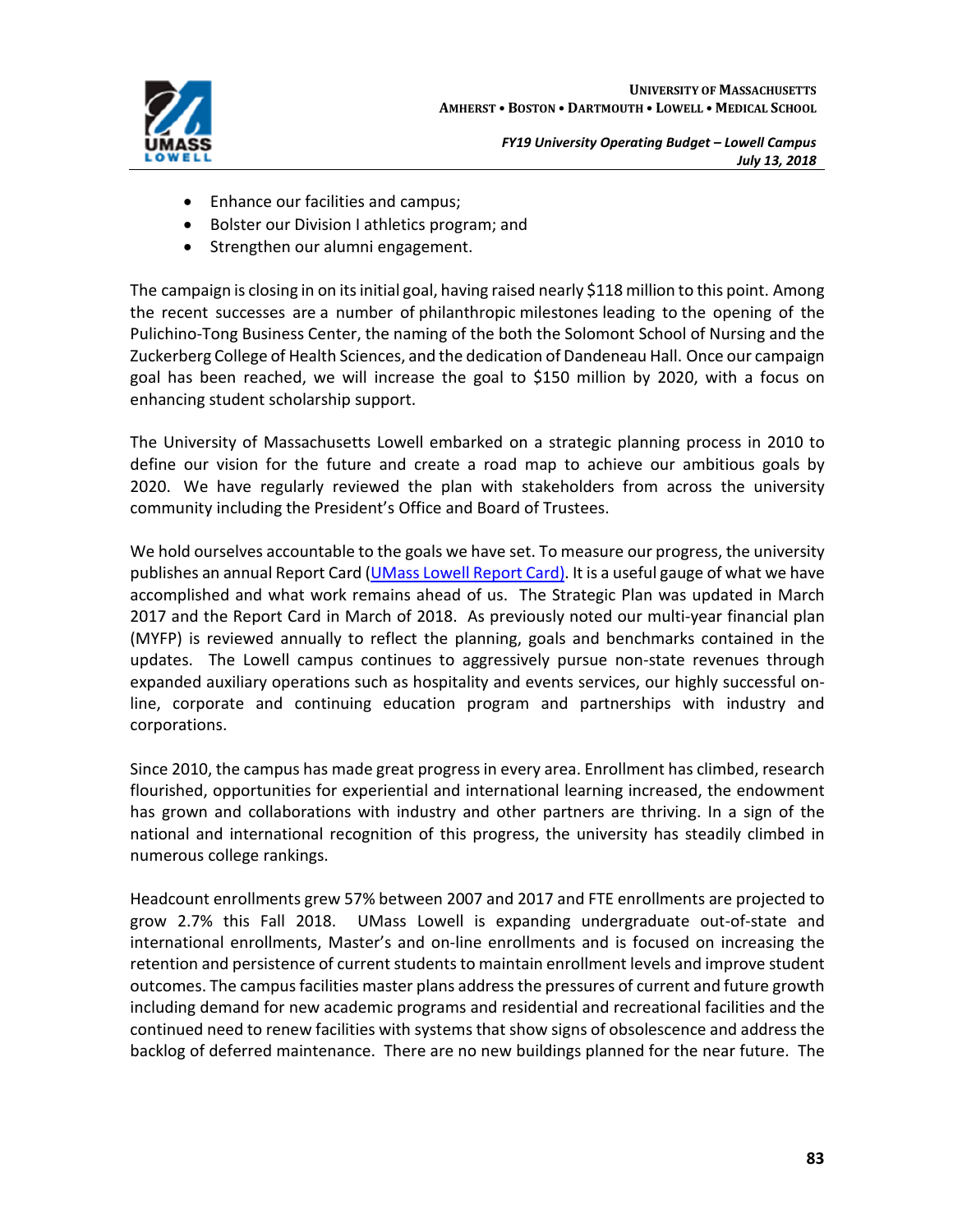- Enhance our facilities and campus;
- Bolster our Division I athletics program; and
- Strengthen our alumni engagement.

The campaign is closing in on its initial goal, having raised nearly $118 million to this point. Among the recent successes are a number of philanthropic milestones leading to the opening of the Pulichino-Tong Business Center, the naming of the both the Solomont School of Nursing and the Zuckerberg College of Health Sciences, and the dedication of Dandeneau Hall. Once our campaign goal has been reached, we will increase the goal to $150 million by 2020, with a focus on enhancing student scholarship support.

The University of Massachusetts Lowell embarked on a strategic planning process in 2010 to define our vision for the future and create a road map to achieve our ambitious goals by 2020. We have regularly reviewed the plan with stakeholders from across the university community including the President's Office and Board of Trustees.

We hold ourselves accountable to the goals we have set. To measure our progress, the university publishes an annual Report Card (UMass Lowell Report Card). It is a useful gauge of what we have accomplished and what work remains ahead of us. The Strategic Plan was updated in March 2017 and the Report Card in March of 2018. As previously noted our multi-year financial plan (MYFP) is reviewed annually to reflect the planning, goals and benchmarks contained in the updates. The Lowell campus continues to aggressively pursue non-state revenues through expanded auxiliary operations such as hospitality and events services, our highly successful on-line, corporate and continuing education program and partnerships with industry and corporations.

Since 2010, the campus has made great progress in every area. Enrollment has climbed, research flourished, opportunities for experiential and international learning increased, the endowment has grown and collaborations with industry and other partners are thriving. In a sign of the national and international recognition of this progress, the university has steadily climbed in numerous college rankings.

Headcount enrollments grew 57% between 2007 and 2017 and FTE enrollments are projected to grow 2.7% this Fall 2018. UMass Lowell is expanding undergraduate out-of-state and international enrollments, Master's and on-line enrollments and is focused on increasing the retention and persistence of current students to maintain enrollment levels and improve student outcomes. The campus facilities master plans address the pressures of current and future growth including demand for new academic programs and residential and recreational facilities and the continued need to renew facilities with systems that show signs of obsolescence and address the backlog of deferred maintenance. There are no new buildings planned for the near future. The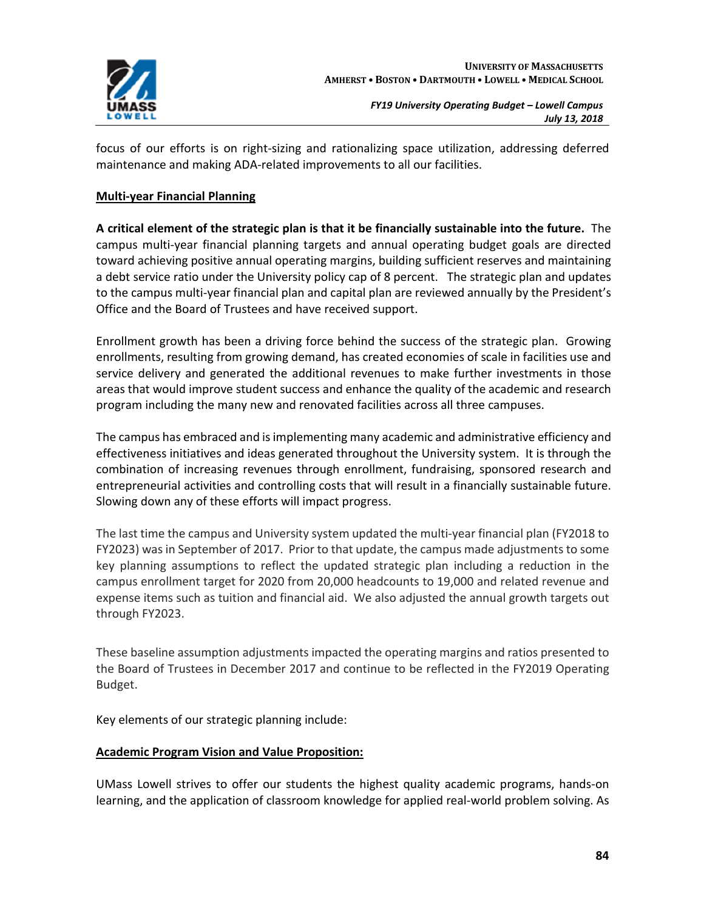focus of our efforts is on right-sizing and rationalizing space utilization, addressing deferred maintenance and making ADA-related improvements to all our facilities.

## Multi-year Financial Planning

**A critical element of the strategic plan is that it be financially sustainable into the future.** The campus multi-year financial planning targets and annual operating budget goals are directed toward achieving positive annual operating margins, building sufficient reserves and maintaining a debt service ratio under the University policy cap of 8 percent. The strategic plan and updates to the campus multi-year financial plan and capital plan are reviewed annually by the President's Office and the Board of Trustees and have received support.

Enrollment growth has been a driving force behind the success of the strategic plan. Growing enrollments, resulting from growing demand, has created economies of scale in facilities use and service delivery and generated the additional revenues to make further investments in those areas that would improve student success and enhance the quality of the academic and research program including the many new and renovated facilities across all three campuses.

The campus has embraced and is implementing many academic and administrative efficiency and effectiveness initiatives and ideas generated throughout the University system. It is through the combination of increasing revenues through enrollment, fundraising, sponsored research and entrepreneurial activities and controlling costs that will result in a financially sustainable future. Slowing down any of these efforts will impact progress.

The last time the campus and University system updated the multi-year financial plan (FY2018 to FY2023) was in September of 2017. Prior to that update, the campus made adjustments to some key planning assumptions to reflect the updated strategic plan including a reduction in the campus enrollment target for 2020 from 20,000 headcounts to 19,000 and related revenue and expense items such as tuition and financial aid. We also adjusted the annual growth targets out through FY2023.

These baseline assumption adjustments impacted the operating margins and ratios presented to the Board of Trustees in December 2017 and continue to be reflected in the FY2019 Operating Budget.

Key elements of our strategic planning include:

## Academic Program Vision and Value Proposition:

UMass Lowell strives to offer our students the highest quality academic programs, hands-on learning, and the application of classroom knowledge for applied real-world problem solving. As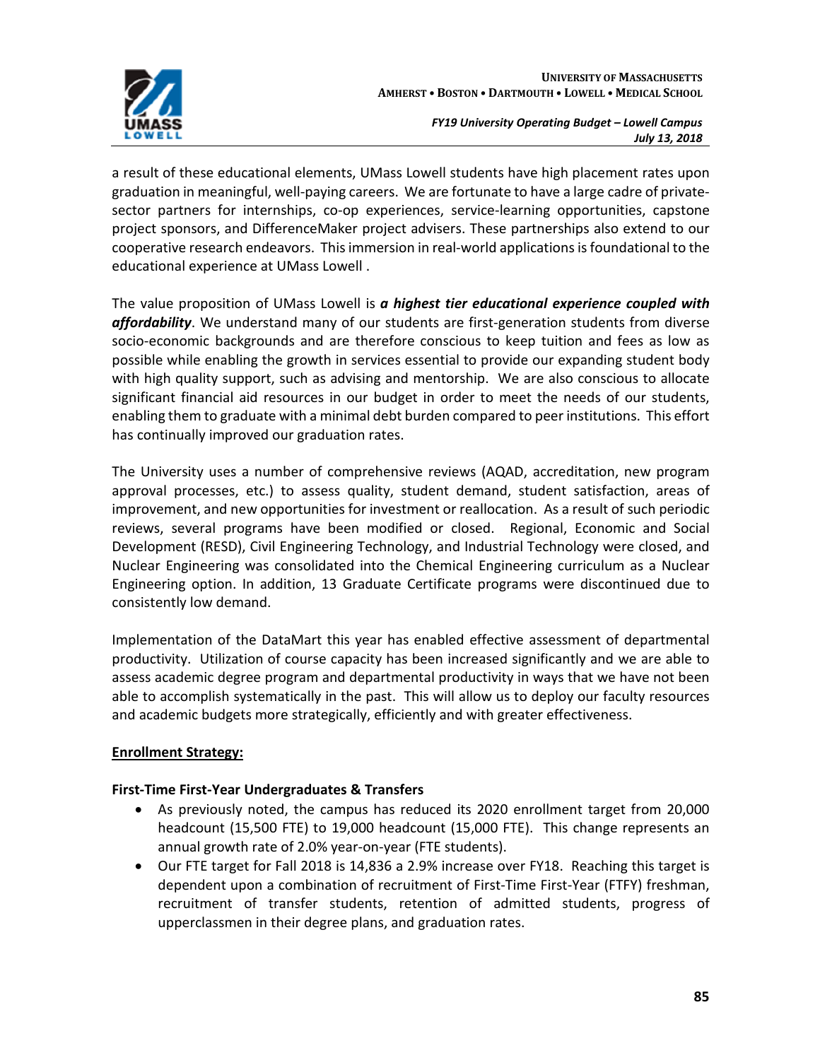a result of these educational elements, UMass Lowell students have high placement rates upon graduation in meaningful, well-paying careers. We are fortunate to have a large cadre of private-sector partners for internships, co-op experiences, service-learning opportunities, capstone project sponsors, and DifferenceMaker project advisers. These partnerships also extend to our cooperative research endeavors. This immersion in real-world applications is foundational to the educational experience at UMass Lowell .

The value proposition of UMass Lowell is ***a highest tier educational experience coupled with affordability***. We understand many of our students are first-generation students from diverse socio-economic backgrounds and are therefore conscious to keep tuition and fees as low as possible while enabling the growth in services essential to provide our expanding student body with high quality support, such as advising and mentorship. We are also conscious to allocate significant financial aid resources in our budget in order to meet the needs of our students, enabling them to graduate with a minimal debt burden compared to peer institutions. This effort has continually improved our graduation rates.

The University uses a number of comprehensive reviews (AQAD, accreditation, new program approval processes, etc.) to assess quality, student demand, student satisfaction, areas of improvement, and new opportunities for investment or reallocation. As a result of such periodic reviews, several programs have been modified or closed. Regional, Economic and Social Development (RESD), Civil Engineering Technology, and Industrial Technology were closed, and Nuclear Engineering was consolidated into the Chemical Engineering curriculum as a Nuclear Engineering option. In addition, 13 Graduate Certificate programs were discontinued due to consistently low demand.

Implementation of the DataMart this year has enabled effective assessment of departmental productivity. Utilization of course capacity has been increased significantly and we are able to assess academic degree program and departmental productivity in ways that we have not been able to accomplish systematically in the past. This will allow us to deploy our faculty resources and academic budgets more strategically, efficiently and with greater effectiveness.

**Enrollment Strategy:**

**First-Time First-Year Undergraduates & Transfers**

- As previously noted, the campus has reduced its 2020 enrollment target from 20,000 headcount (15,500 FTE) to 19,000 headcount (15,000 FTE). This change represents an annual growth rate of 2.0% year-on-year (FTE students).
- Our FTE target for Fall 2018 is 14,836 a 2.9% increase over FY18. Reaching this target is dependent upon a combination of recruitment of First-Time First-Year (FTFY) freshman, recruitment of transfer students, retention of admitted students, progress of upperclassmen in their degree plans, and graduation rates.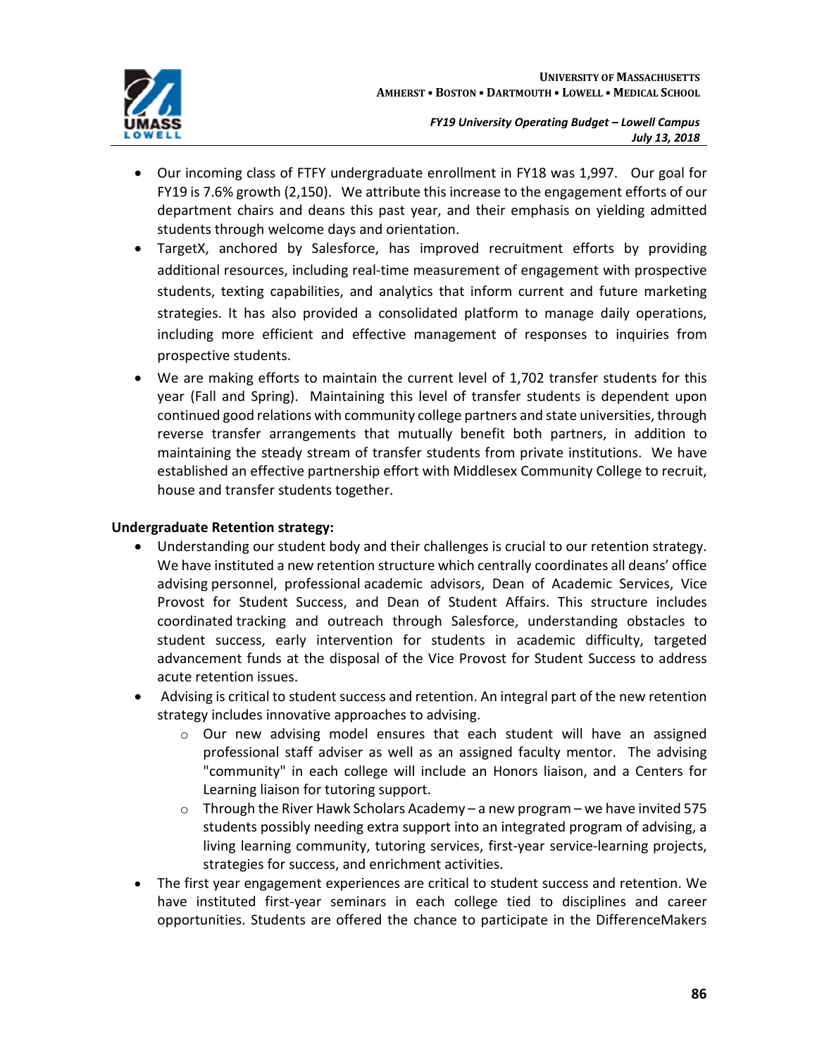- Our incoming class of FTFY undergraduate enrollment in FY18 was 1,997. Our goal for FY19 is 7.6% growth (2,150). We attribute this increase to the engagement efforts of our department chairs and deans this past year, and their emphasis on yielding admitted students through welcome days and orientation.
- TargetX, anchored by Salesforce, has improved recruitment efforts by providing additional resources, including real-time measurement of engagement with prospective students, texting capabilities, and analytics that inform current and future marketing strategies. It has also provided a consolidated platform to manage daily operations, including more efficient and effective management of responses to inquiries from prospective students.
- We are making efforts to maintain the current level of 1,702 transfer students for this year (Fall and Spring). Maintaining this level of transfer students is dependent upon continued good relations with community college partners and state universities, through reverse transfer arrangements that mutually benefit both partners, in addition to maintaining the steady stream of transfer students from private institutions. We have established an effective partnership effort with Middlesex Community College to recruit, house and transfer students together.

**Undergraduate Retention strategy:**

- Understanding our student body and their challenges is crucial to our retention strategy. We have instituted a new retention structure which centrally coordinates all deans' office advising personnel, professional academic advisors, Dean of Academic Services, Vice Provost for Student Success, and Dean of Student Affairs. This structure includes coordinated tracking and outreach through Salesforce, understanding obstacles to student success, early intervention for students in academic difficulty, targeted advancement funds at the disposal of the Vice Provost for Student Success to address acute retention issues.
- Advising is critical to student success and retention. An integral part of the new retention strategy includes innovative approaches to advising.
  - Our new advising model ensures that each student will have an assigned professional staff adviser as well as an assigned faculty mentor. The advising "community" in each college will include an Honors liaison, and a Centers for Learning liaison for tutoring support.
  - Through the River Hawk Scholars Academy – a new program – we have invited 575 students possibly needing extra support into an integrated program of advising, a living learning community, tutoring services, first-year service-learning projects, strategies for success, and enrichment activities.
- The first year engagement experiences are critical to student success and retention. We have instituted first-year seminars in each college tied to disciplines and career opportunities. Students are offered the chance to participate in the DifferenceMakers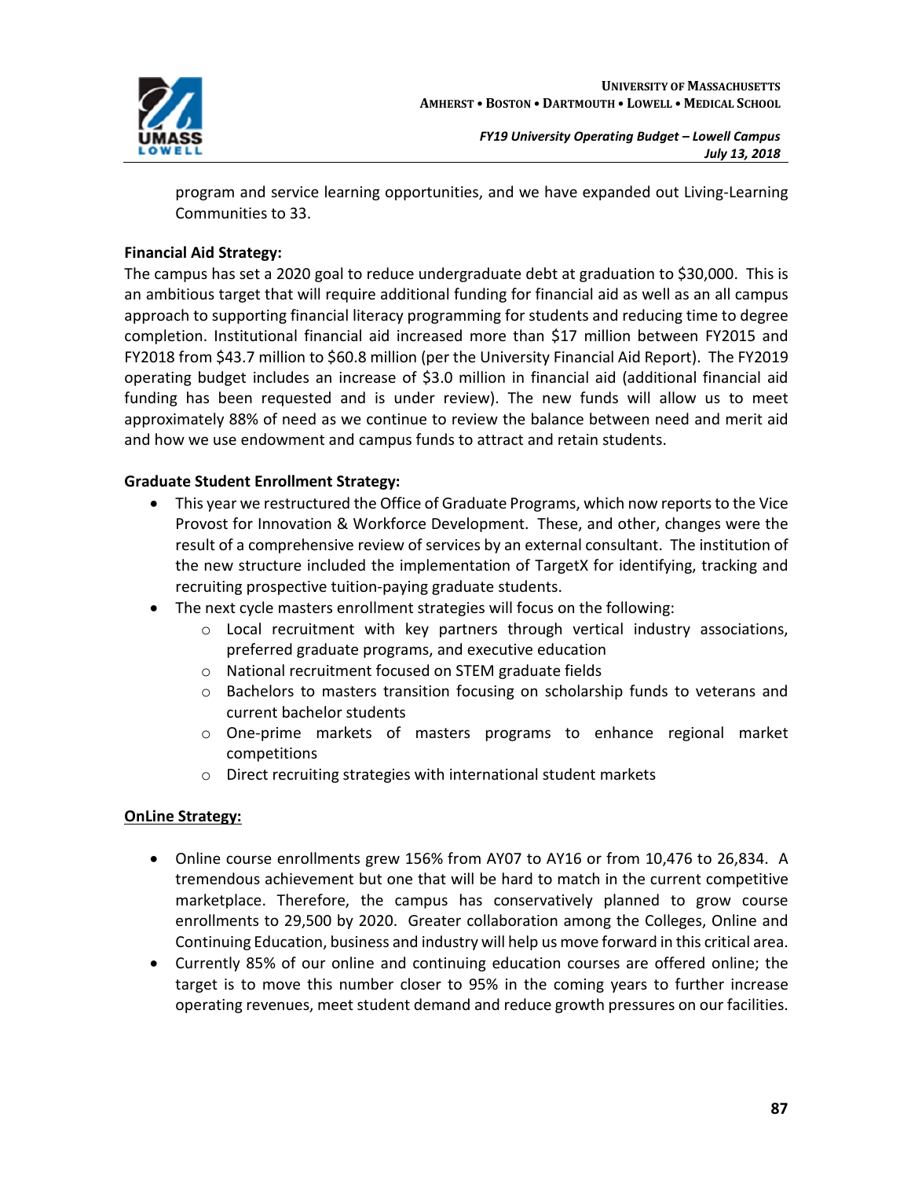program and service learning opportunities, and we have expanded out Living-Learning Communities to 33.

**Financial Aid Strategy:**

The campus has set a 2020 goal to reduce undergraduate debt at graduation to $30,000. This is an ambitious target that will require additional funding for financial aid as well as an all campus approach to supporting financial literacy programming for students and reducing time to degree completion. Institutional financial aid increased more than $17 million between FY2015 and FY2018 from $43.7 million to $60.8 million (per the University Financial Aid Report). The FY2019 operating budget includes an increase of $3.0 million in financial aid (additional financial aid funding has been requested and is under review). The new funds will allow us to meet approximately 88% of need as we continue to review the balance between need and merit aid and how we use endowment and campus funds to attract and retain students.

**Graduate Student Enrollment Strategy:**

- This year we restructured the Office of Graduate Programs, which now reports to the Vice Provost for Innovation & Workforce Development. These, and other, changes were the result of a comprehensive review of services by an external consultant. The institution of the new structure included the implementation of TargetX for identifying, tracking and recruiting prospective tuition-paying graduate students.
- The next cycle masters enrollment strategies will focus on the following:
  - Local recruitment with key partners through vertical industry associations, preferred graduate programs, and executive education
  - National recruitment focused on STEM graduate fields
  - Bachelors to masters transition focusing on scholarship funds to veterans and current bachelor students
  - One-prime markets of masters programs to enhance regional market competitions
  - Direct recruiting strategies with international student markets

**OnLine Strategy:**

- Online course enrollments grew 156% from AY07 to AY16 or from 10,476 to 26,834. A tremendous achievement but one that will be hard to match in the current competitive marketplace. Therefore, the campus has conservatively planned to grow course enrollments to 29,500 by 2020. Greater collaboration among the Colleges, Online and Continuing Education, business and industry will help us move forward in this critical area.
- Currently 85% of our online and continuing education courses are offered online; the target is to move this number closer to 95% in the coming years to further increase operating revenues, meet student demand and reduce growth pressures on our facilities.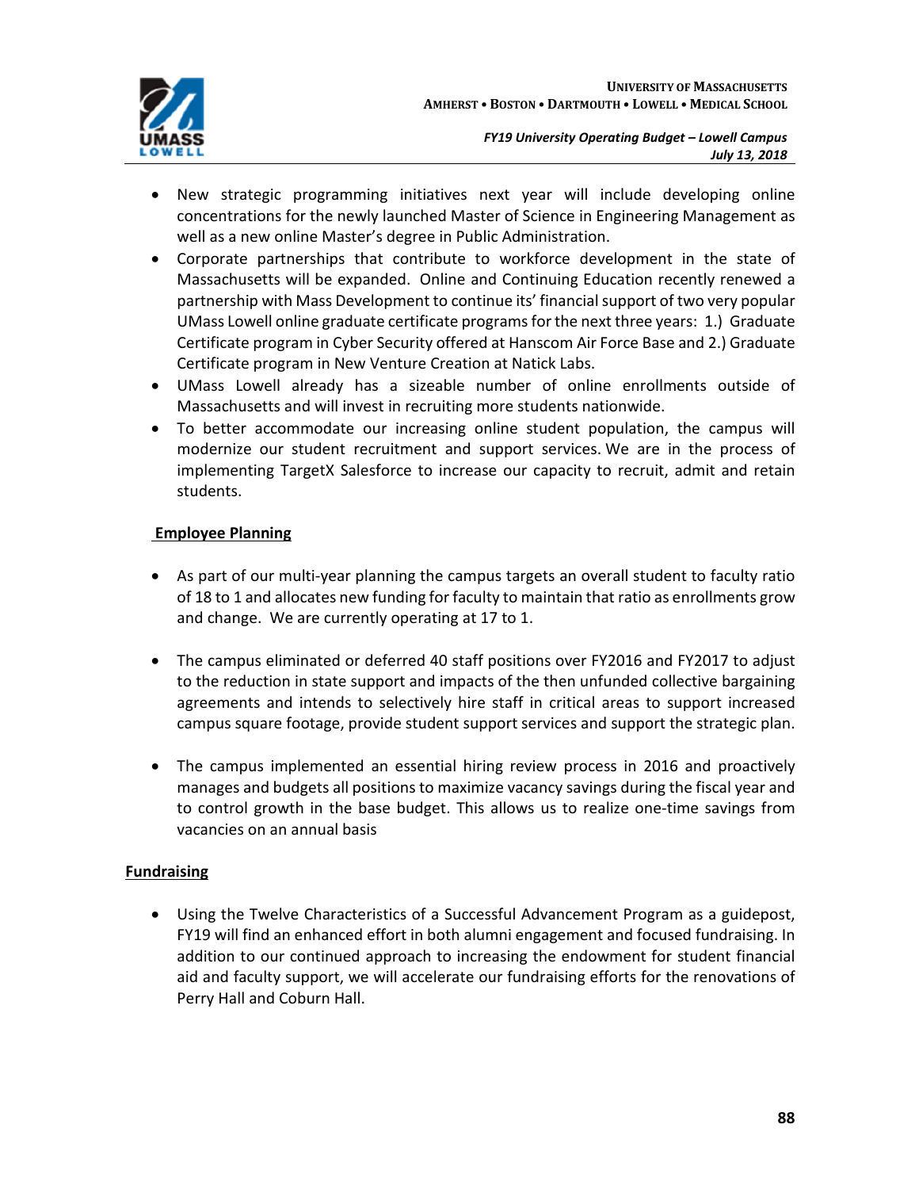- New strategic programming initiatives next year will include developing online concentrations for the newly launched Master of Science in Engineering Management as well as a new online Master's degree in Public Administration.
- Corporate partnerships that contribute to workforce development in the state of Massachusetts will be expanded. Online and Continuing Education recently renewed a partnership with Mass Development to continue its' financial support of two very popular UMass Lowell online graduate certificate programs for the next three years: 1.) Graduate Certificate program in Cyber Security offered at Hanscom Air Force Base and 2.) Graduate Certificate program in New Venture Creation at Natick Labs.
- UMass Lowell already has a sizeable number of online enrollments outside of Massachusetts and will invest in recruiting more students nationwide.
- To better accommodate our increasing online student population, the campus will modernize our student recruitment and support services. We are in the process of implementing TargetX Salesforce to increase our capacity to recruit, admit and retain students.

**Employee Planning**

- As part of our multi-year planning the campus targets an overall student to faculty ratio of 18 to 1 and allocates new funding for faculty to maintain that ratio as enrollments grow and change. We are currently operating at 17 to 1.

- The campus eliminated or deferred 40 staff positions over FY2016 and FY2017 to adjust to the reduction in state support and impacts of the then unfunded collective bargaining agreements and intends to selectively hire staff in critical areas to support increased campus square footage, provide student support services and support the strategic plan.

- The campus implemented an essential hiring review process in 2016 and proactively manages and budgets all positions to maximize vacancy savings during the fiscal year and to control growth in the base budget. This allows us to realize one-time savings from vacancies on an annual basis

**Fundraising**

- Using the Twelve Characteristics of a Successful Advancement Program as a guidepost, FY19 will find an enhanced effort in both alumni engagement and focused fundraising. In addition to our continued approach to increasing the endowment for student financial aid and faculty support, we will accelerate our fundraising efforts for the renovations of Perry Hall and Coburn Hall.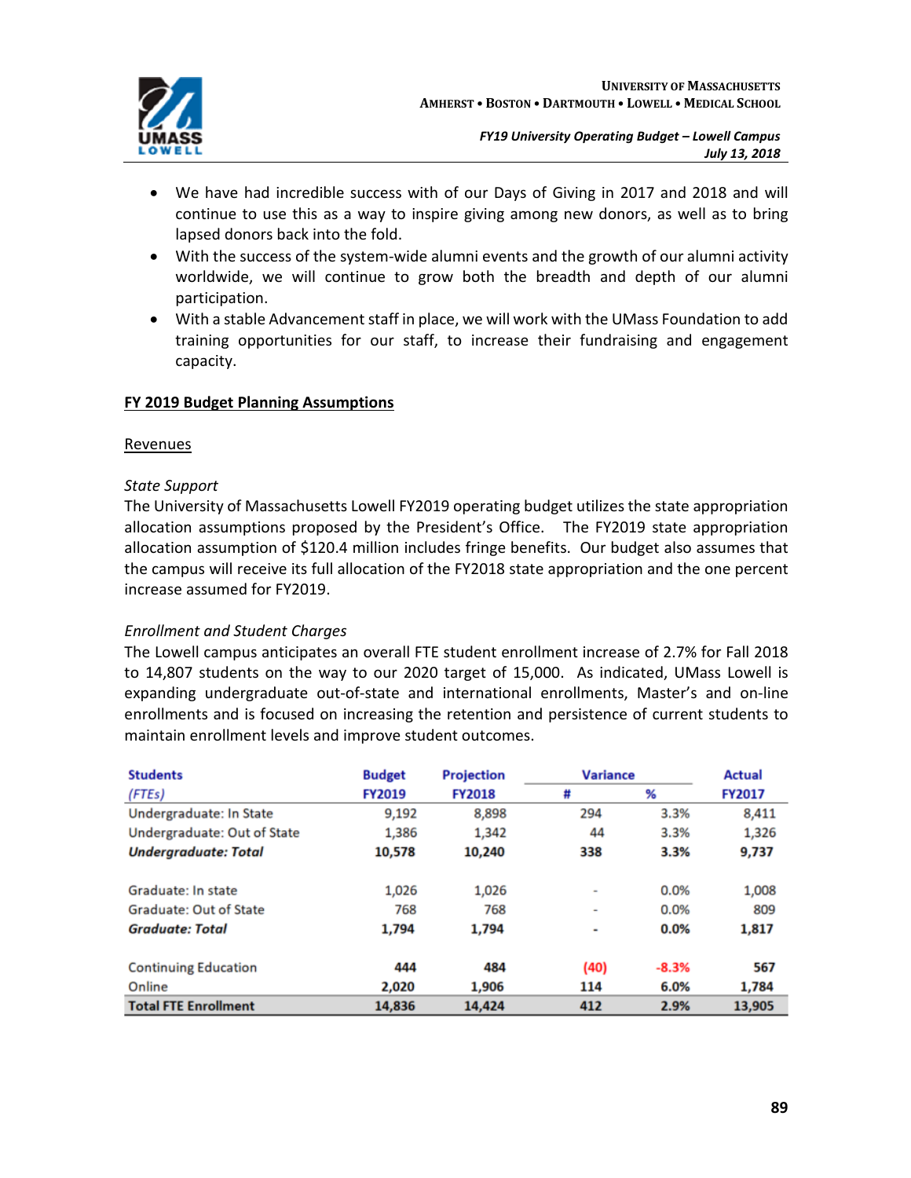- We have had incredible success with of our Days of Giving in 2017 and 2018 and will continue to use this as a way to inspire giving among new donors, as well as to bring lapsed donors back into the fold.
- With the success of the system-wide alumni events and the growth of our alumni activity worldwide, we will continue to grow both the breadth and depth of our alumni participation.
- With a stable Advancement staff in place, we will work with the UMass Foundation to add training opportunities for our staff, to increase their fundraising and engagement capacity.

## FY 2019 Budget Planning Assumptions

### Revenues

*State Support*

The University of Massachusetts Lowell FY2019 operating budget utilizes the state appropriation allocation assumptions proposed by the President's Office. The FY2019 state appropriation allocation assumption of $120.4 million includes fringe benefits. Our budget also assumes that the campus will receive its full allocation of the FY2018 state appropriation and the one percent increase assumed for FY2019.

*Enrollment and Student Charges*

The Lowell campus anticipates an overall FTE student enrollment increase of 2.7% for Fall 2018 to 14,807 students on the way to our 2020 target of 15,000. As indicated, UMass Lowell is expanding undergraduate out-of-state and international enrollments, Master's and on-line enrollments and is focused on increasing the retention and persistence of current students to maintain enrollment levels and improve student outcomes.

| Students | Budget | Projection | Variance | | Actual |
|---|---|---|---|---|---|
| *(FTEs)* | FY2019 | FY2018 | # | % | FY2017 |
| Undergraduate: In State | 9,192 | 8,898 | 294 | 3.3% | 8,411 |
| Undergraduate: Out of State | 1,386 | 1,342 | 44 | 3.3% | 1,326 |
| ***Undergraduate: Total*** | **10,578** | **10,240** | **338** | **3.3%** | **9,737** |
| Graduate: In state | 1,026 | 1,026 | - | 0.0% | 1,008 |
| Graduate: Out of State | 768 | 768 | - | 0.0% | 809 |
| ***Graduate: Total*** | **1,794** | **1,794** | **-** | **0.0%** | **1,817** |
| Continuing Education | 444 | 484 | (40) | -8.3% | 567 |
| Online | 2,020 | 1,906 | 114 | 6.0% | 1,784 |
| **Total FTE Enrollment** | **14,836** | **14,424** | **412** | **2.9%** | **13,905** |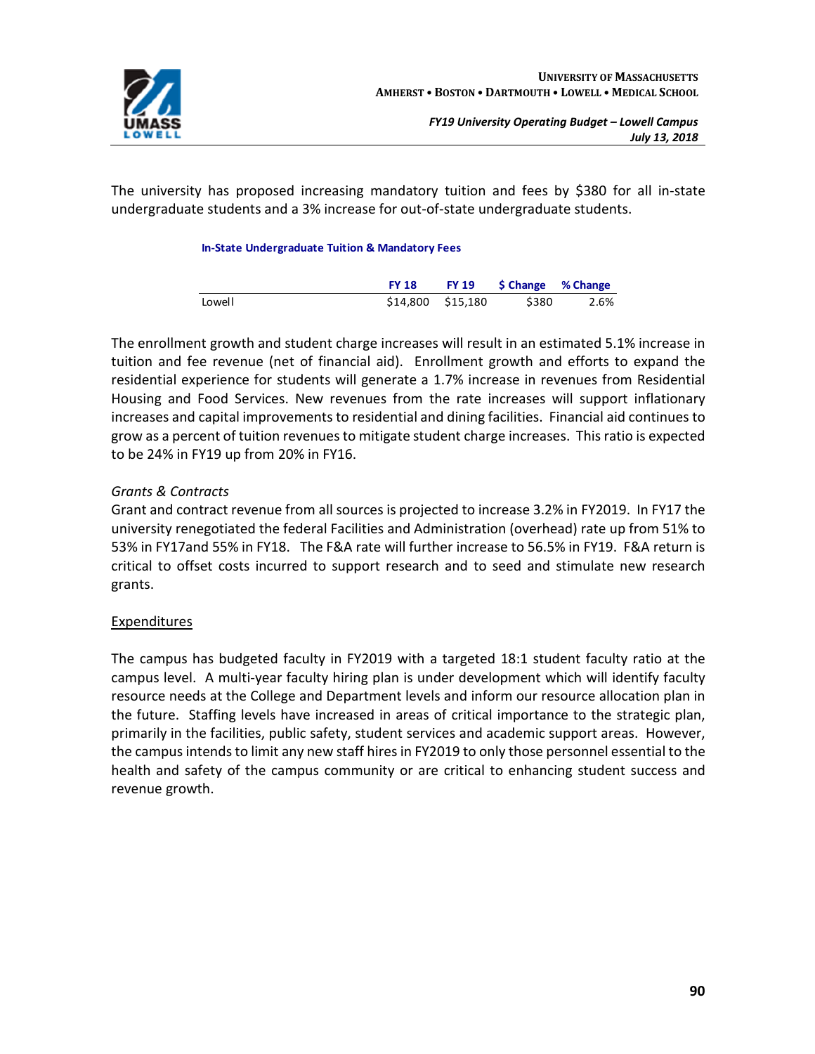The university has proposed increasing mandatory tuition and fees by $380 for all in-state undergraduate students and a 3% increase for out-of-state undergraduate students.

**In-State Undergraduate Tuition & Mandatory Fees**

| | FY 18 | FY 19 | $ Change | % Change |
|---|---|---|---|---|
| Lowell | $14,800 | $15,180 | $380 | 2.6% |

The enrollment growth and student charge increases will result in an estimated 5.1% increase in tuition and fee revenue (net of financial aid). Enrollment growth and efforts to expand the residential experience for students will generate a 1.7% increase in revenues from Residential Housing and Food Services. New revenues from the rate increases will support inflationary increases and capital improvements to residential and dining facilities. Financial aid continues to grow as a percent of tuition revenues to mitigate student charge increases. This ratio is expected to be 24% in FY19 up from 20% in FY16.

*Grants & Contracts*

Grant and contract revenue from all sources is projected to increase 3.2% in FY2019. In FY17 the university renegotiated the federal Facilities and Administration (overhead) rate up from 51% to 53% in FY17and 55% in FY18. The F&A rate will further increase to 56.5% in FY19. F&A return is critical to offset costs incurred to support research and to seed and stimulate new research grants.

Expenditures

The campus has budgeted faculty in FY2019 with a targeted 18:1 student faculty ratio at the campus level. A multi-year faculty hiring plan is under development which will identify faculty resource needs at the College and Department levels and inform our resource allocation plan in the future. Staffing levels have increased in areas of critical importance to the strategic plan, primarily in the facilities, public safety, student services and academic support areas. However, the campus intends to limit any new staff hires in FY2019 to only those personnel essential to the health and safety of the campus community or are critical to enhancing student success and revenue growth.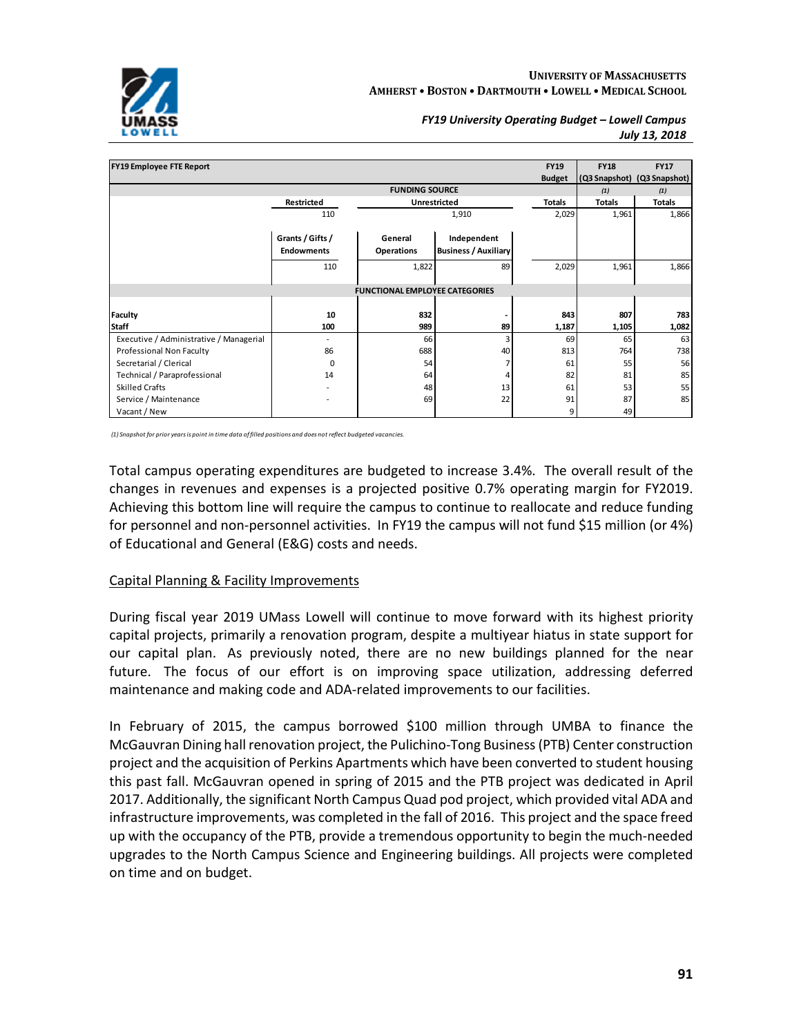| FY19 Employee FTE Report | | | | FY19 Budget | FY18 (Q3 Snapshot) | FY17 (Q3 Snapshot) |
|---|---|---|---|---|---|---|
| | FUNDING SOURCE | | | | (1) | (1) |
| | Restricted | Unrestricted | | Totals | Totals | Totals |
| | 110 | 1,910 | | 2,029 | 1,961 | 1,866 |
| | Grants / Gifts / Endowments | General Operations | Independent Business / Auxiliary | | | |
| | 110 | 1,822 | 89 | 2,029 | 1,961 | 1,866 |
| | FUNCTIONAL EMPLOYEE CATEGORIES | | | | | |
| **Faculty** | **10** | **832** | **-** | **843** | **807** | **783** |
| **Staff** | **100** | **989** | **89** | **1,187** | **1,105** | **1,082** |
| Executive / Administrative / Managerial | - | 66 | 3 | 69 | 65 | 63 |
| Professional Non Faculty | 86 | 688 | 40 | 813 | 764 | 738 |
| Secretarial / Clerical | 0 | 54 | 7 | 61 | 55 | 56 |
| Technical / Paraprofessional | 14 | 64 | 4 | 82 | 81 | 85 |
| Skilled Crafts | - | 48 | 13 | 61 | 53 | 55 |
| Service / Maintenance | - | 69 | 22 | 91 | 87 | 85 |
| Vacant / New | | | | 9 | 49 | |

*(1) Snapshot for prior years is point in time data of filled positions and does not reflect budgeted vacancies.*

Total campus operating expenditures are budgeted to increase 3.4%. The overall result of the changes in revenues and expenses is a projected positive 0.7% operating margin for FY2019. Achieving this bottom line will require the campus to continue to reallocate and reduce funding for personnel and non-personnel activities. In FY19 the campus will not fund $15 million (or 4%) of Educational and General (E&G) costs and needs.

## Capital Planning & Facility Improvements

During fiscal year 2019 UMass Lowell will continue to move forward with its highest priority capital projects, primarily a renovation program, despite a multiyear hiatus in state support for our capital plan. As previously noted, there are no new buildings planned for the near future. The focus of our effort is on improving space utilization, addressing deferred maintenance and making code and ADA-related improvements to our facilities.

In February of 2015, the campus borrowed $100 million through UMBA to finance the McGauvran Dining hall renovation project, the Pulichino-Tong Business (PTB) Center construction project and the acquisition of Perkins Apartments which have been converted to student housing this past fall. McGauvran opened in spring of 2015 and the PTB project was dedicated in April 2017. Additionally, the significant North Campus Quad pod project, which provided vital ADA and infrastructure improvements, was completed in the fall of 2016. This project and the space freed up with the occupancy of the PTB, provide a tremendous opportunity to begin the much-needed upgrades to the North Campus Science and Engineering buildings. All projects were completed on time and on budget.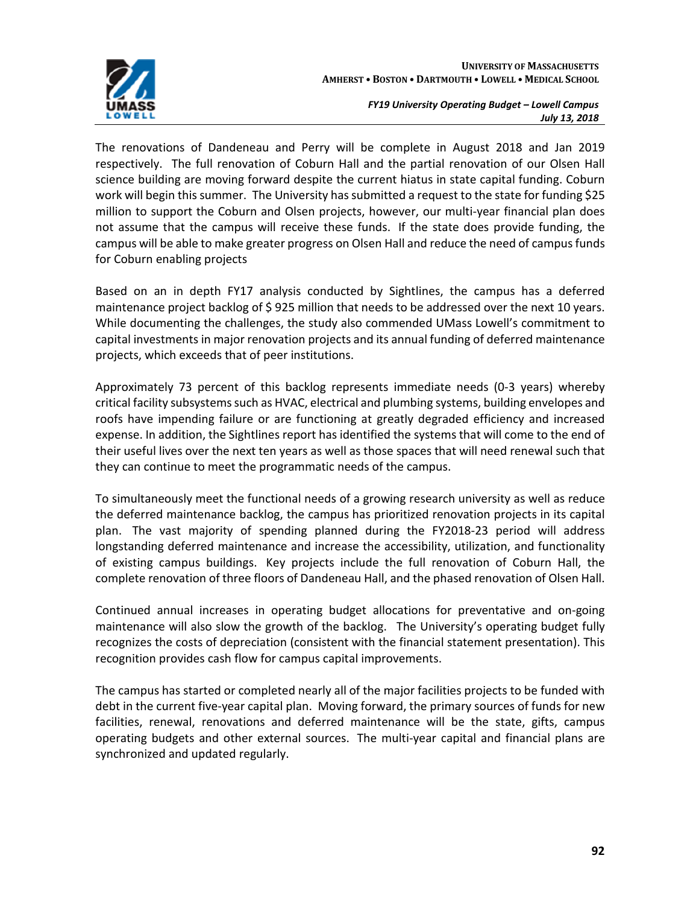The renovations of Dandeneau and Perry will be complete in August 2018 and Jan 2019 respectively. The full renovation of Coburn Hall and the partial renovation of our Olsen Hall science building are moving forward despite the current hiatus in state capital funding. Coburn work will begin this summer. The University has submitted a request to the state for funding $25 million to support the Coburn and Olsen projects, however, our multi-year financial plan does not assume that the campus will receive these funds. If the state does provide funding, the campus will be able to make greater progress on Olsen Hall and reduce the need of campus funds for Coburn enabling projects

Based on an in depth FY17 analysis conducted by Sightlines, the campus has a deferred maintenance project backlog of $ 925 million that needs to be addressed over the next 10 years. While documenting the challenges, the study also commended UMass Lowell's commitment to capital investments in major renovation projects and its annual funding of deferred maintenance projects, which exceeds that of peer institutions.

Approximately 73 percent of this backlog represents immediate needs (0-3 years) whereby critical facility subsystems such as HVAC, electrical and plumbing systems, building envelopes and roofs have impending failure or are functioning at greatly degraded efficiency and increased expense. In addition, the Sightlines report has identified the systems that will come to the end of their useful lives over the next ten years as well as those spaces that will need renewal such that they can continue to meet the programmatic needs of the campus.

To simultaneously meet the functional needs of a growing research university as well as reduce the deferred maintenance backlog, the campus has prioritized renovation projects in its capital plan. The vast majority of spending planned during the FY2018-23 period will address longstanding deferred maintenance and increase the accessibility, utilization, and functionality of existing campus buildings. Key projects include the full renovation of Coburn Hall, the complete renovation of three floors of Dandeneau Hall, and the phased renovation of Olsen Hall.

Continued annual increases in operating budget allocations for preventative and on-going maintenance will also slow the growth of the backlog. The University's operating budget fully recognizes the costs of depreciation (consistent with the financial statement presentation). This recognition provides cash flow for campus capital improvements.

The campus has started or completed nearly all of the major facilities projects to be funded with debt in the current five-year capital plan. Moving forward, the primary sources of funds for new facilities, renewal, renovations and deferred maintenance will be the state, gifts, campus operating budgets and other external sources. The multi-year capital and financial plans are synchronized and updated regularly.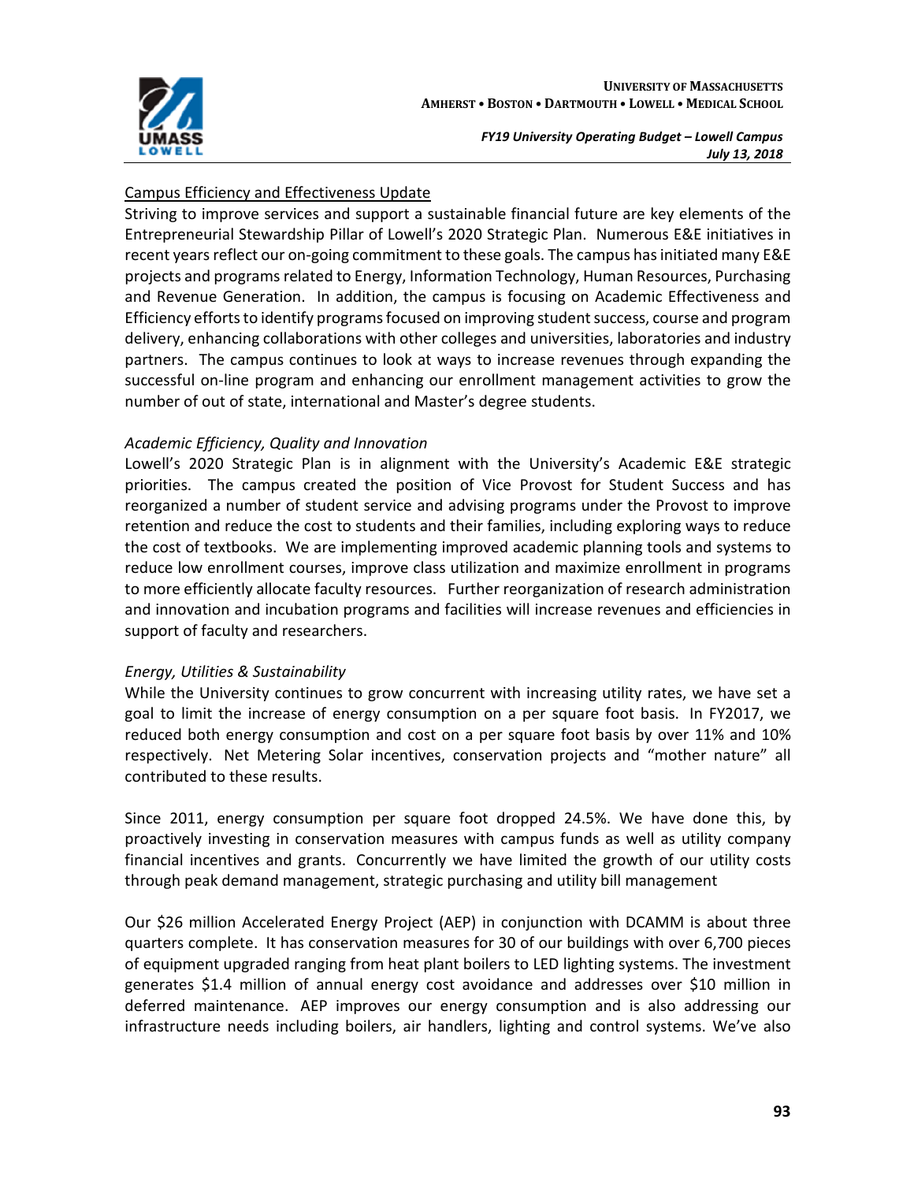<u>Campus Efficiency and Effectiveness Update</u>

Striving to improve services and support a sustainable financial future are key elements of the Entrepreneurial Stewardship Pillar of Lowell's 2020 Strategic Plan. Numerous E&E initiatives in recent years reflect our on-going commitment to these goals. The campus has initiated many E&E projects and programs related to Energy, Information Technology, Human Resources, Purchasing and Revenue Generation. In addition, the campus is focusing on Academic Effectiveness and Efficiency efforts to identify programs focused on improving student success, course and program delivery, enhancing collaborations with other colleges and universities, laboratories and industry partners. The campus continues to look at ways to increase revenues through expanding the successful on-line program and enhancing our enrollment management activities to grow the number of out of state, international and Master's degree students.

*Academic Efficiency, Quality and Innovation*

Lowell's 2020 Strategic Plan is in alignment with the University's Academic E&E strategic priorities. The campus created the position of Vice Provost for Student Success and has reorganized a number of student service and advising programs under the Provost to improve retention and reduce the cost to students and their families, including exploring ways to reduce the cost of textbooks. We are implementing improved academic planning tools and systems to reduce low enrollment courses, improve class utilization and maximize enrollment in programs to more efficiently allocate faculty resources. Further reorganization of research administration and innovation and incubation programs and facilities will increase revenues and efficiencies in support of faculty and researchers.

*Energy, Utilities & Sustainability*

While the University continues to grow concurrent with increasing utility rates, we have set a goal to limit the increase of energy consumption on a per square foot basis. In FY2017, we reduced both energy consumption and cost on a per square foot basis by over 11% and 10% respectively. Net Metering Solar incentives, conservation projects and "mother nature" all contributed to these results.

Since 2011, energy consumption per square foot dropped 24.5%. We have done this, by proactively investing in conservation measures with campus funds as well as utility company financial incentives and grants. Concurrently we have limited the growth of our utility costs through peak demand management, strategic purchasing and utility bill management

Our $26 million Accelerated Energy Project (AEP) in conjunction with DCAMM is about three quarters complete. It has conservation measures for 30 of our buildings with over 6,700 pieces of equipment upgraded ranging from heat plant boilers to LED lighting systems. The investment generates $1.4 million of annual energy cost avoidance and addresses over $10 million in deferred maintenance. AEP improves our energy consumption and is also addressing our infrastructure needs including boilers, air handlers, lighting and control systems. We've also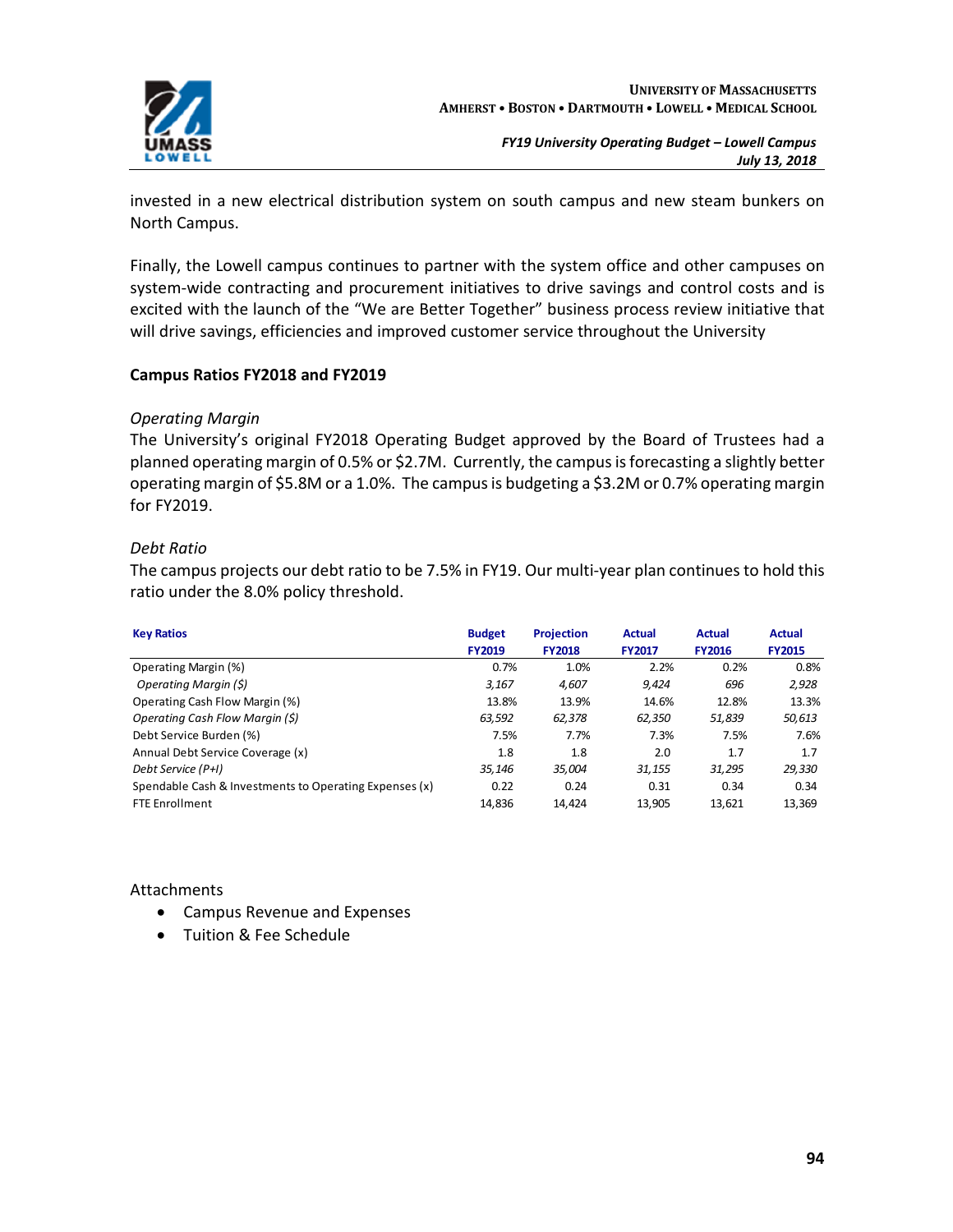invested in a new electrical distribution system on south campus and new steam bunkers on North Campus.

Finally, the Lowell campus continues to partner with the system office and other campuses on system-wide contracting and procurement initiatives to drive savings and control costs and is excited with the launch of the "We are Better Together" business process review initiative that will drive savings, efficiencies and improved customer service throughout the University

### Campus Ratios FY2018 and FY2019

*Operating Margin*

The University's original FY2018 Operating Budget approved by the Board of Trustees had a planned operating margin of 0.5% or $2.7M. Currently, the campus is forecasting a slightly better operating margin of $5.8M or a 1.0%. The campus is budgeting a $3.2M or 0.7% operating margin for FY2019.

*Debt Ratio*

The campus projects our debt ratio to be 7.5% in FY19. Our multi-year plan continues to hold this ratio under the 8.0% policy threshold.

| Key Ratios | Budget FY2019 | Projection FY2018 | Actual FY2017 | Actual FY2016 | Actual FY2015 |
|---|---|---|---|---|---|
| Operating Margin (%) | 0.7% | 1.0% | 2.2% | 0.2% | 0.8% |
| *Operating Margin ($)* | *3,167* | *4,607* | *9,424* | *696* | *2,928* |
| Operating Cash Flow Margin (%) | 13.8% | 13.9% | 14.6% | 12.8% | 13.3% |
| *Operating Cash Flow Margin ($)* | *63,592* | *62,378* | *62,350* | *51,839* | *50,613* |
| Debt Service Burden (%) | 7.5% | 7.7% | 7.3% | 7.5% | 7.6% |
| Annual Debt Service Coverage (x) | 1.8 | 1.8 | 2.0 | 1.7 | 1.7 |
| *Debt Service (P+I)* | *35,146* | *35,004* | *31,155* | *31,295* | *29,330* |
| Spendable Cash & Investments to Operating Expenses (x) | 0.22 | 0.24 | 0.31 | 0.34 | 0.34 |
| FTE Enrollment | 14,836 | 14,424 | 13,905 | 13,621 | 13,369 |

Attachments

- Campus Revenue and Expenses
- Tuition & Fee Schedule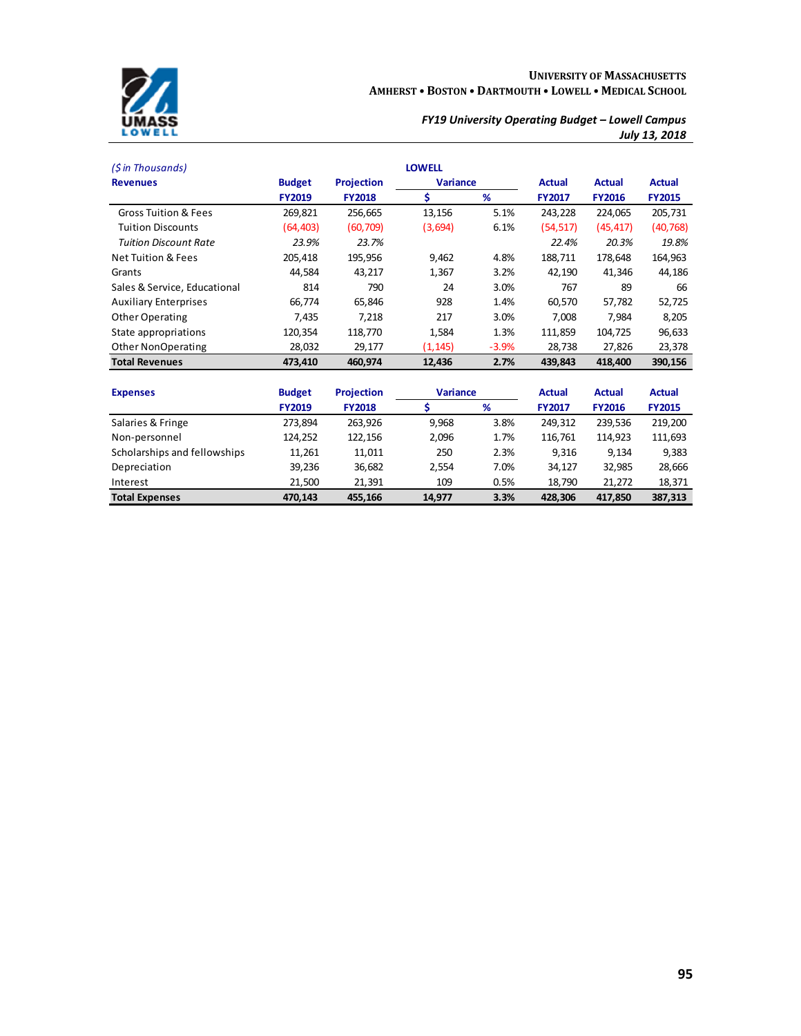University of Massachusetts
Amherst • Boston • Dartmouth • Lowell • Medical School

*FY19 University Operating Budget – Lowell Campus*
*July 13, 2018*

*($ in Thousands)*

**LOWELL**

| **Revenues** | **Budget FY2019** | **Projection FY2018** | **Variance $** | **Variance %** | **Actual FY2017** | **Actual FY2016** | **Actual FY2015** |
|---|---|---|---|---|---|---|---|
| Gross Tuition & Fees | 269,821 | 256,665 | 13,156 | 5.1% | 243,228 | 224,065 | 205,731 |
| Tuition Discounts | (64,403) | (60,709) | (3,694) | 6.1% | (54,517) | (45,417) | (40,768) |
| *Tuition Discount Rate* | *23.9%* | *23.7%* | | | *22.4%* | *20.3%* | *19.8%* |
| Net Tuition & Fees | 205,418 | 195,956 | 9,462 | 4.8% | 188,711 | 178,648 | 164,963 |
| Grants | 44,584 | 43,217 | 1,367 | 3.2% | 42,190 | 41,346 | 44,186 |
| Sales & Service, Educational | 814 | 790 | 24 | 3.0% | 767 | 89 | 66 |
| Auxiliary Enterprises | 66,774 | 65,846 | 928 | 1.4% | 60,570 | 57,782 | 52,725 |
| Other Operating | 7,435 | 7,218 | 217 | 3.0% | 7,008 | 7,984 | 8,205 |
| State appropriations | 120,354 | 118,770 | 1,584 | 1.3% | 111,859 | 104,725 | 96,633 |
| Other NonOperating | 28,032 | 29,177 | (1,145) | -3.9% | 28,738 | 27,826 | 23,378 |
| **Total Revenues** | **473,410** | **460,974** | **12,436** | **2.7%** | **439,843** | **418,400** | **390,156** |

| **Expenses** | **Budget FY2019** | **Projection FY2018** | **Variance $** | **Variance %** | **Actual FY2017** | **Actual FY2016** | **Actual FY2015** |
|---|---|---|---|---|---|---|---|
| Salaries & Fringe | 273,894 | 263,926 | 9,968 | 3.8% | 249,312 | 239,536 | 219,200 |
| Non-personnel | 124,252 | 122,156 | 2,096 | 1.7% | 116,761 | 114,923 | 111,693 |
| Scholarships and fellowships | 11,261 | 11,011 | 250 | 2.3% | 9,316 | 9,134 | 9,383 |
| Depreciation | 39,236 | 36,682 | 2,554 | 7.0% | 34,127 | 32,985 | 28,666 |
| Interest | 21,500 | 21,391 | 109 | 0.5% | 18,790 | 21,272 | 18,371 |
| **Total Expenses** | **470,143** | **455,166** | **14,977** | **3.3%** | **428,306** | **417,850** | **387,313** |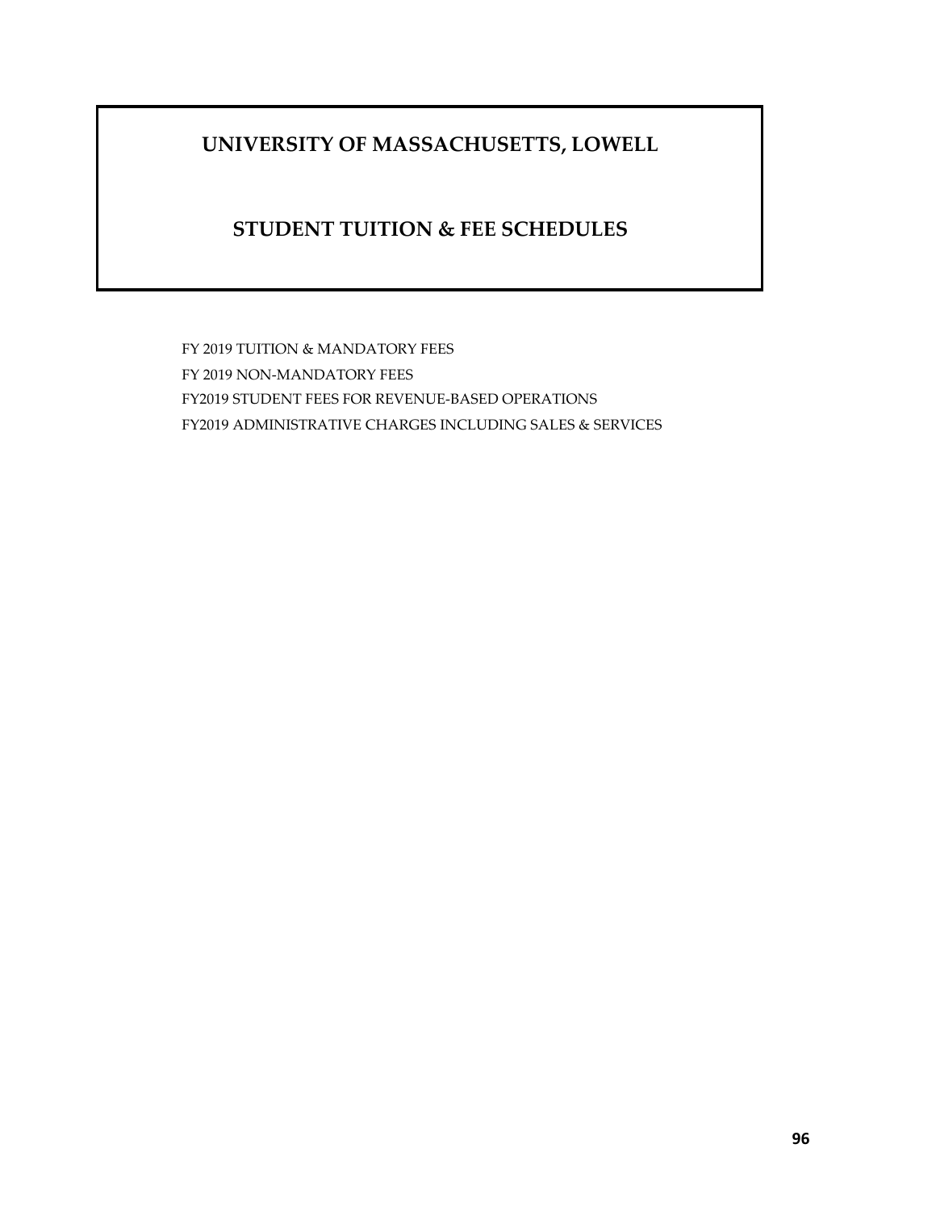# UNIVERSITY OF MASSACHUSETTS, LOWELL

## STUDENT TUITION & FEE SCHEDULES

FY 2019 TUITION & MANDATORY FEES

FY 2019 NON-MANDATORY FEES

FY2019 STUDENT FEES FOR REVENUE-BASED OPERATIONS

FY2019 ADMINISTRATIVE CHARGES INCLUDING SALES & SERVICES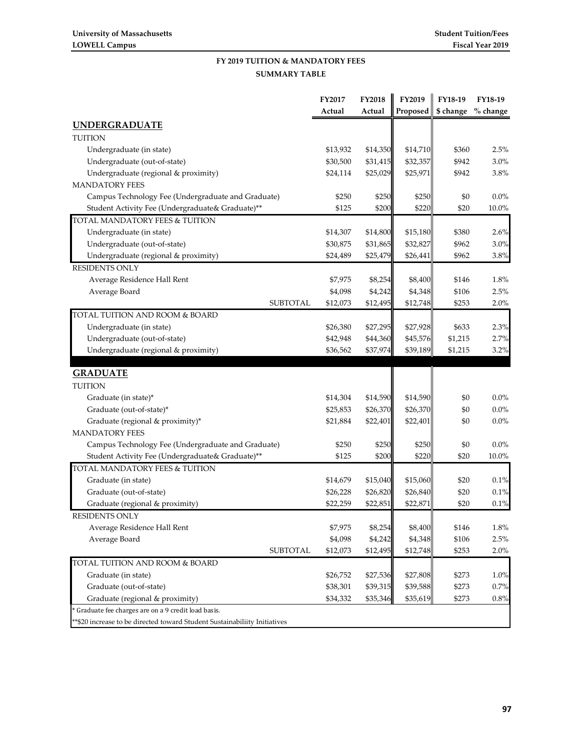**University of Massachusetts**
**LOWELL Campus**

**Student Tuition/Fees**
**Fiscal Year 2019**

## FY 2019 TUITION & MANDATORY FEES

### SUMMARY TABLE

| | FY2017 Actual | FY2018 Actual | FY2019 Proposed | FY18-19 $ change | FY18-19 % change |
|---|---|---|---|---|---|
| **UNDERGRADUATE** | | | | | |
| TUITION | | | | | |
| Undergraduate (in state) | $13,932 | $14,350 | $14,710 | $360 | 2.5% |
| Undergraduate (out-of-state) | $30,500 | $31,415 | $32,357 | $942 | 3.0% |
| Undergraduate (regional & proximity) | $24,114 | $25,029 | $25,971 | $942 | 3.8% |
| MANDATORY FEES | | | | | |
| Campus Technology Fee (Undergraduate and Graduate) | $250 | $250 | $250 | $0 | 0.0% |
| Student Activity Fee (Undergraduate& Graduate)** | $125 | $200 | $220 | $20 | 10.0% |
| TOTAL MANDATORY FEES & TUITION | | | | | |
| Undergraduate (in state) | $14,307 | $14,800 | $15,180 | $380 | 2.6% |
| Undergraduate (out-of-state) | $30,875 | $31,865 | $32,827 | $962 | 3.0% |
| Undergraduate (regional & proximity) | $24,489 | $25,479 | $26,441 | $962 | 3.8% |
| RESIDENTS ONLY | | | | | |
| Average Residence Hall Rent | $7,975 | $8,254 | $8,400 | $146 | 1.8% |
| Average Board | $4,098 | $4,242 | $4,348 | $106 | 2.5% |
| SUBTOTAL | $12,073 | $12,495 | $12,748 | $253 | 2.0% |
| TOTAL TUITION AND ROOM & BOARD | | | | | |
| Undergraduate (in state) | $26,380 | $27,295 | $27,928 | $633 | 2.3% |
| Undergraduate (out-of-state) | $42,948 | $44,360 | $45,576 | $1,215 | 2.7% |
| Undergraduate (regional & proximity) | $36,562 | $37,974 | $39,189 | $1,215 | 3.2% |
| **GRADUATE** | | | | | |
| TUITION | | | | | |
| Graduate (in state)* | $14,304 | $14,590 | $14,590 | $0 | 0.0% |
| Graduate (out-of-state)* | $25,853 | $26,370 | $26,370 | $0 | 0.0% |
| Graduate (regional & proximity)* | $21,884 | $22,401 | $22,401 | $0 | 0.0% |
| MANDATORY FEES | | | | | |
| Campus Technology Fee (Undergraduate and Graduate) | $250 | $250 | $250 | $0 | 0.0% |
| Student Activity Fee (Undergraduate& Graduate)** | $125 | $200 | $220 | $20 | 10.0% |
| TOTAL MANDATORY FEES & TUITION | | | | | |
| Graduate (in state) | $14,679 | $15,040 | $15,060 | $20 | 0.1% |
| Graduate (out-of-state) | $26,228 | $26,820 | $26,840 | $20 | 0.1% |
| Graduate (regional & proximity) | $22,259 | $22,851 | $22,871 | $20 | 0.1% |
| RESIDENTS ONLY | | | | | |
| Average Residence Hall Rent | $7,975 | $8,254 | $8,400 | $146 | 1.8% |
| Average Board | $4,098 | $4,242 | $4,348 | $106 | 2.5% |
| SUBTOTAL | $12,073 | $12,495 | $12,748 | $253 | 2.0% |
| TOTAL TUITION AND ROOM & BOARD | | | | | |
| Graduate (in state) | $26,752 | $27,536 | $27,808 | $273 | 1.0% |
| Graduate (out-of-state) | $38,301 | $39,315 | $39,588 | $273 | 0.7% |
| Graduate (regional & proximity) | $34,332 | $35,346 | $35,619 | $273 | 0.8% |

\* Graduate fee charges are on a 9 credit load basis.

\*\*$20 increase to be directed toward Student Sustainabiliity Initiatives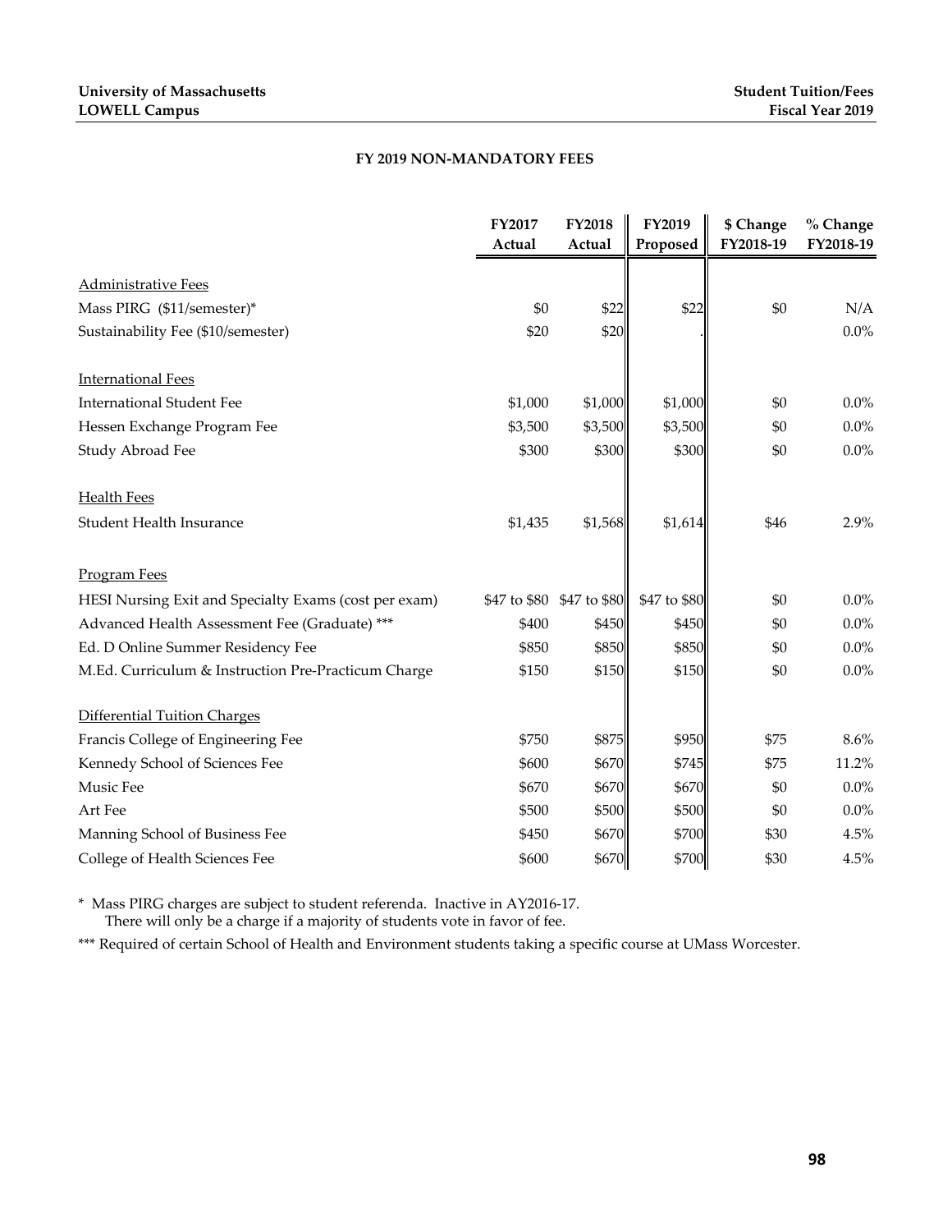University of Massachusetts
LOWELL Campus

Student Tuition/Fees
Fiscal Year 2019

## FY 2019 NON-MANDATORY FEES

| | FY2017 Actual | FY2018 Actual | FY2019 Proposed | $ Change FY2018-19 | % Change FY2018-19 |
|---|---|---|---|---|---|
| Administrative Fees | | | | | |
| Mass PIRG ($11/semester)* | $0 | $22 | $22 | $0 | N/A |
| Sustainability Fee ($10/semester) | $20 | $20 | . | | 0.0% |
| International Fees | | | | | |
| International Student Fee | $1,000 | $1,000 | $1,000 | $0 | 0.0% |
| Hessen Exchange Program Fee | $3,500 | $3,500 | $3,500 | $0 | 0.0% |
| Study Abroad Fee | $300 | $300 | $300 | $0 | 0.0% |
| Health Fees | | | | | |
| Student Health Insurance | $1,435 | $1,568 | $1,614 | $46 | 2.9% |
| Program Fees | | | | | |
| HESI Nursing Exit and Specialty Exams (cost per exam) | $47 to $80 | $47 to $80 | $47 to $80 | $0 | 0.0% |
| Advanced Health Assessment Fee (Graduate) *** | $400 | $450 | $450 | $0 | 0.0% |
| Ed. D Online Summer Residency Fee | $850 | $850 | $850 | $0 | 0.0% |
| M.Ed. Curriculum & Instruction Pre-Practicum Charge | $150 | $150 | $150 | $0 | 0.0% |
| Differential Tuition Charges | | | | | |
| Francis College of Engineering Fee | $750 | $875 | $950 | $75 | 8.6% |
| Kennedy School of Sciences Fee | $600 | $670 | $745 | $75 | 11.2% |
| Music Fee | $670 | $670 | $670 | $0 | 0.0% |
| Art Fee | $500 | $500 | $500 | $0 | 0.0% |
| Manning School of Business Fee | $450 | $670 | $700 | $30 | 4.5% |
| College of Health Sciences Fee | $600 | $670 | $700 | $30 | 4.5% |

\* Mass PIRG charges are subject to student referenda. Inactive in AY2016-17.
There will only be a charge if a majority of students vote in favor of fee.

*** Required of certain School of Health and Environment students taking a specific course at UMass Worcester.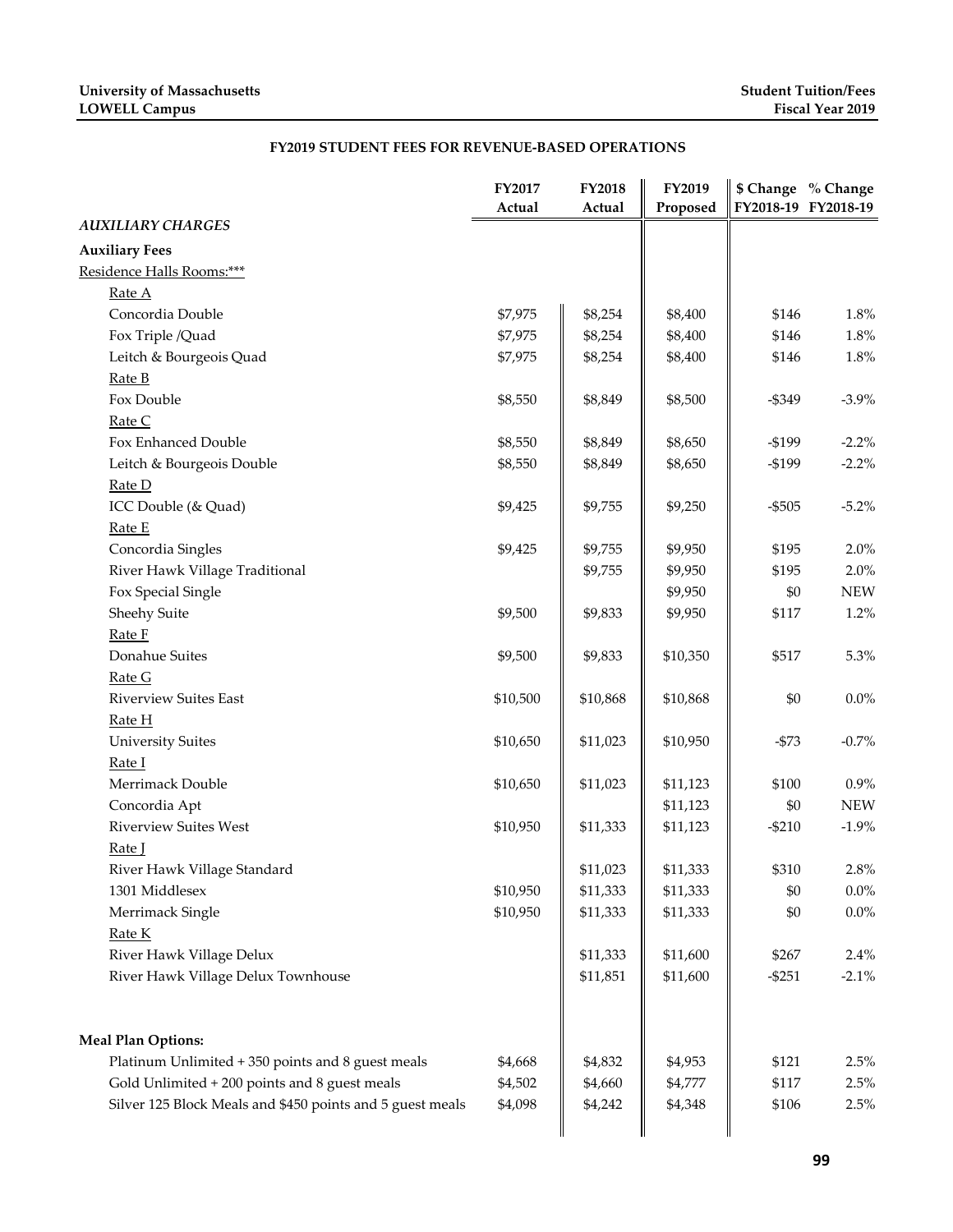## FY2019 STUDENT FEES FOR REVENUE-BASED OPERATIONS

| | FY2017 Actual | FY2018 Actual | FY2019 Proposed | $ Change FY2018-19 | % Change FY2018-19 |
|---|---|---|---|---|---|
| *AUXILIARY CHARGES* | | | | | |
| **Auxiliary Fees** | | | | | |
| Residence Halls Rooms:*** | | | | | |
| Rate A | | | | | |
| Concordia Double | $7,975 | $8,254 | $8,400 | $146 | 1.8% |
| Fox Triple /Quad | $7,975 | $8,254 | $8,400 | $146 | 1.8% |
| Leitch & Bourgeois Quad | $7,975 | $8,254 | $8,400 | $146 | 1.8% |
| Rate B | | | | | |
| Fox Double | $8,550 | $8,849 | $8,500 | -$349 | -3.9% |
| Rate C | | | | | |
| Fox Enhanced Double | $8,550 | $8,849 | $8,650 | -$199 | -2.2% |
| Leitch & Bourgeois Double | $8,550 | $8,849 | $8,650 | -$199 | -2.2% |
| Rate D | | | | | |
| ICC Double (& Quad) | $9,425 | $9,755 | $9,250 | -$505 | -5.2% |
| Rate E | | | | | |
| Concordia Singles | $9,425 | $9,755 | $9,950 | $195 | 2.0% |
| River Hawk Village Traditional | | $9,755 | $9,950 | $195 | 2.0% |
| Fox Special Single | | | $9,950 | $0 | NEW |
| Sheehy Suite | $9,500 | $9,833 | $9,950 | $117 | 1.2% |
| Rate F | | | | | |
| Donahue Suites | $9,500 | $9,833 | $10,350 | $517 | 5.3% |
| Rate G | | | | | |
| Riverview Suites East | $10,500 | $10,868 | $10,868 | $0 | 0.0% |
| Rate H | | | | | |
| University Suites | $10,650 | $11,023 | $10,950 | -$73 | -0.7% |
| Rate I | | | | | |
| Merrimack Double | $10,650 | $11,023 | $11,123 | $100 | 0.9% |
| Concordia Apt | | | $11,123 | $0 | NEW |
| Riverview Suites West | $10,950 | $11,333 | $11,123 | -$210 | -1.9% |
| Rate J | | | | | |
| River Hawk Village Standard | | $11,023 | $11,333 | $310 | 2.8% |
| 1301 Middlesex | $10,950 | $11,333 | $11,333 | $0 | 0.0% |
| Merrimack Single | $10,950 | $11,333 | $11,333 | $0 | 0.0% |
| Rate K | | | | | |
| River Hawk Village Delux | | $11,333 | $11,600 | $267 | 2.4% |
| River Hawk Village Delux Townhouse | | $11,851 | $11,600 | -$251 | -2.1% |
| **Meal Plan Options:** | | | | | |
| Platinum Unlimited + 350 points and 8 guest meals | $4,668 | $4,832 | $4,953 | $121 | 2.5% |
| Gold Unlimited + 200 points and 8 guest meals | $4,502 | $4,660 | $4,777 | $117 | 2.5% |
| Silver 125 Block Meals and $450 points and 5 guest meals | $4,098 | $4,242 | $4,348 | $106 | 2.5% |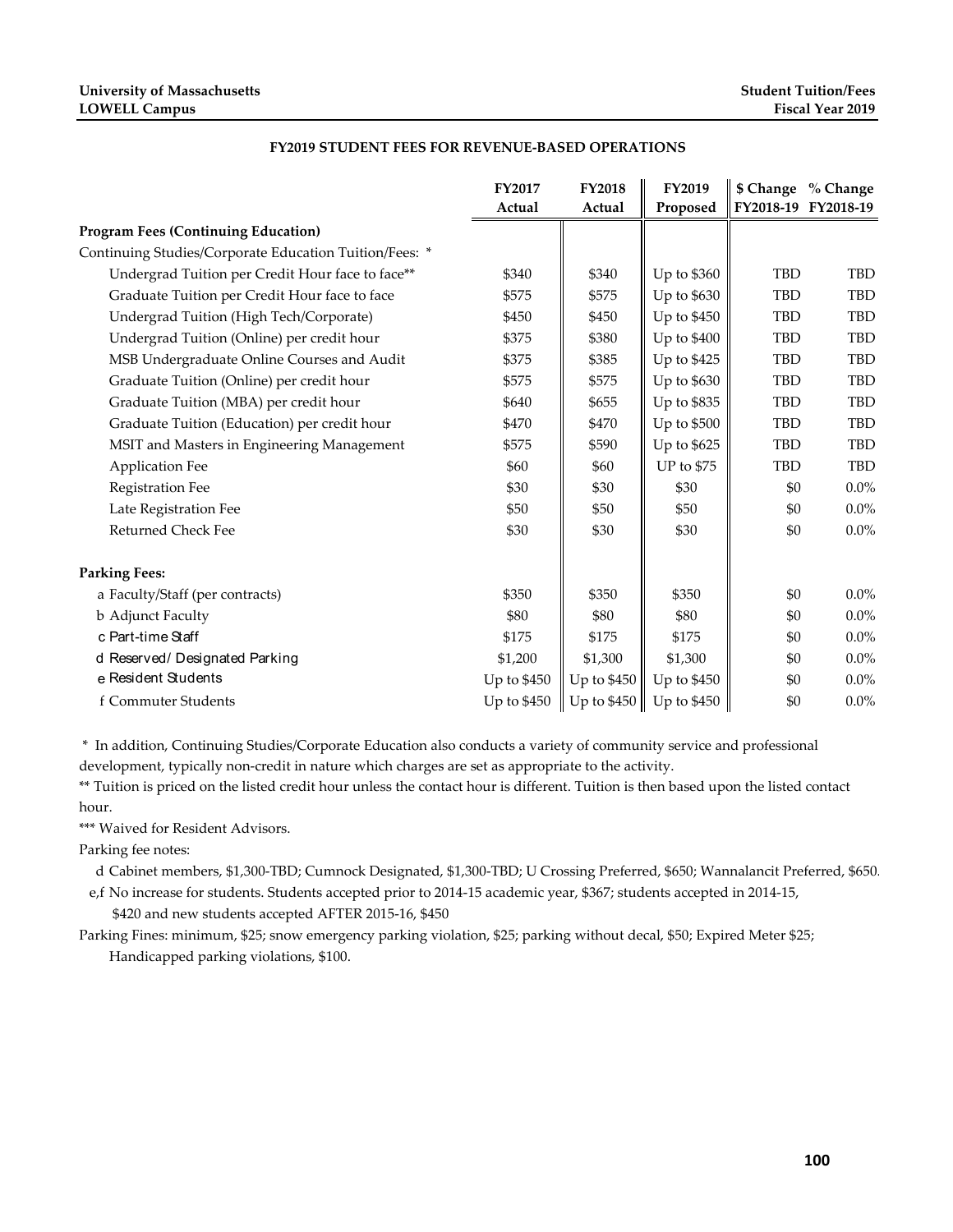## FY2019 STUDENT FEES FOR REVENUE-BASED OPERATIONS

| | FY2017 Actual | FY2018 Actual | FY2019 Proposed | $ Change FY2018-19 | % Change FY2018-19 |
|---|---|---|---|---|---|
| **Program Fees (Continuing Education)** | | | | | |
| Continuing Studies/Corporate Education Tuition/Fees: * | | | | | |
| Undergrad Tuition per Credit Hour face to face** | $340 | $340 | Up to $360 | TBD | TBD |
| Graduate Tuition per Credit Hour face to face | $575 | $575 | Up to $630 | TBD | TBD |
| Undergrad Tuition (High Tech/Corporate) | $450 | $450 | Up to $450 | TBD | TBD |
| Undergrad Tuition (Online) per credit hour | $375 | $380 | Up to $400 | TBD | TBD |
| MSB Undergraduate Online Courses and Audit | $375 | $385 | Up to $425 | TBD | TBD |
| Graduate Tuition (Online) per credit hour | $575 | $575 | Up to $630 | TBD | TBD |
| Graduate Tuition (MBA) per credit hour | $640 | $655 | Up to $835 | TBD | TBD |
| Graduate Tuition (Education) per credit hour | $470 | $470 | Up to $500 | TBD | TBD |
| MSIT and Masters in Engineering Management | $575 | $590 | Up to $625 | TBD | TBD |
| Application Fee | $60 | $60 | UP to $75 | TBD | TBD |
| Registration Fee | $30 | $30 | $30 | $0 | 0.0% |
| Late Registration Fee | $50 | $50 | $50 | $0 | 0.0% |
| Returned Check Fee | $30 | $30 | $30 | $0 | 0.0% |
| **Parking Fees:** | | | | | |
| a Faculty/Staff (per contracts) | $350 | $350 | $350 | $0 | 0.0% |
| b Adjunct Faculty | $80 | $80 | $80 | $0 | 0.0% |
| c Part-time Staff | $175 | $175 | $175 | $0 | 0.0% |
| d Reserved/ Designated Parking | $1,200 | $1,300 | $1,300 | $0 | 0.0% |
| e Resident Students | Up to $450 | Up to $450 | Up to $450 | $0 | 0.0% |
| f Commuter Students | Up to $450 | Up to $450 | Up to $450 | $0 | 0.0% |

\* In addition, Continuing Studies/Corporate Education also conducts a variety of community service and professional development, typically non-credit in nature which charges are set as appropriate to the activity.

** Tuition is priced on the listed credit hour unless the contact hour is different. Tuition is then based upon the listed contact hour.

*** Waived for Resident Advisors.

Parking fee notes:

d Cabinet members, $1,300-TBD; Cumnock Designated, $1,300-TBD; U Crossing Preferred, $650; Wannalancit Preferred, $650.

e,f No increase for students. Students accepted prior to 2014-15 academic year, $367; students accepted in 2014-15, $420 and new students accepted AFTER 2015-16, $450

Parking Fines: minimum, $25; snow emergency parking violation, $25; parking without decal, $50; Expired Meter $25; Handicapped parking violations, $100.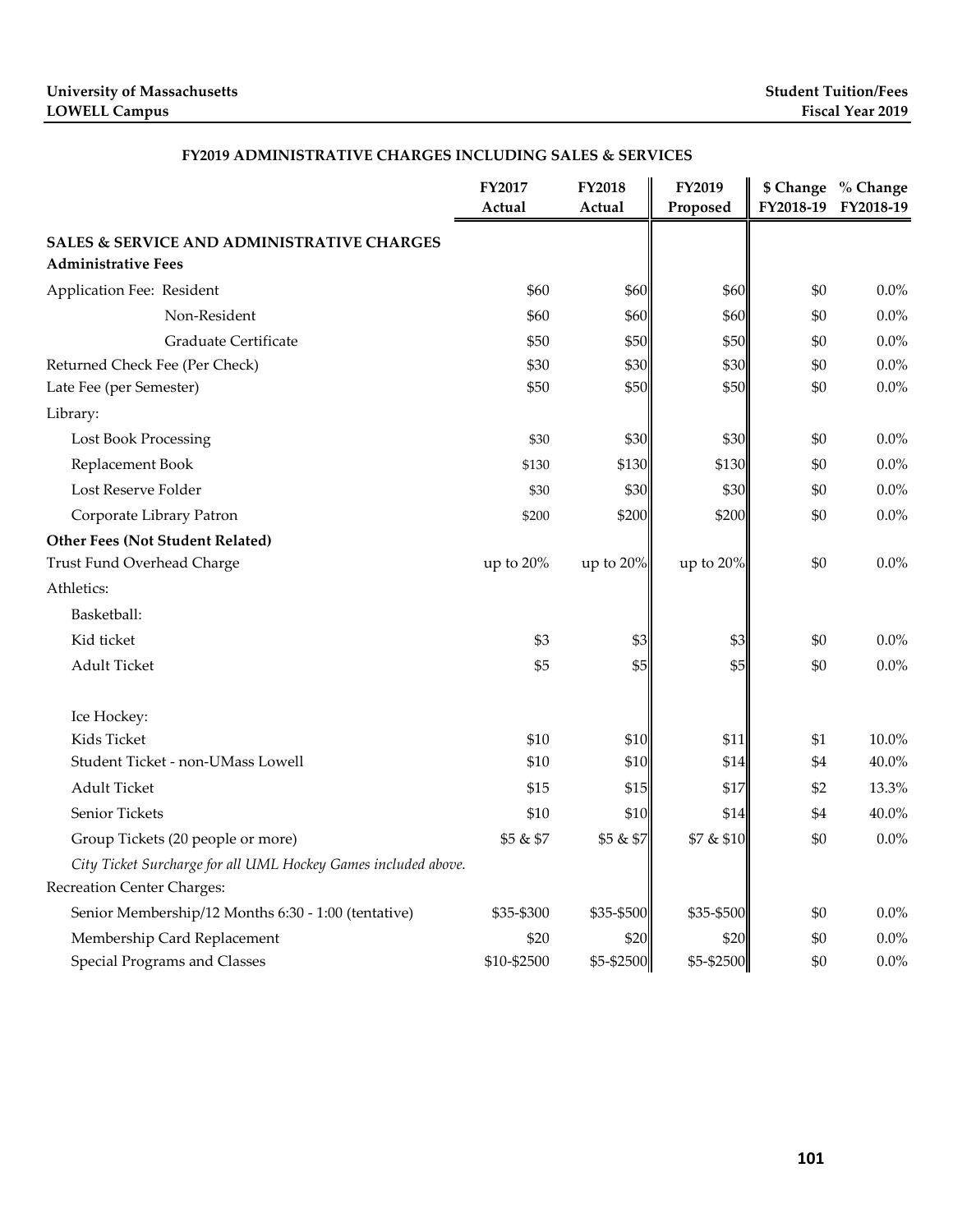## FY2019 ADMINISTRATIVE CHARGES INCLUDING SALES & SERVICES

| | FY2017 Actual | FY2018 Actual | FY2019 Proposed | $ Change FY2018-19 | % Change FY2018-19 |
|---|---|---|---|---|---|
| **SALES & SERVICE AND ADMINISTRATIVE CHARGES** | | | | | |
| **Administrative Fees** | | | | | |
| Application Fee: Resident | $60 | $60 | $60 | $0 | 0.0% |
| Non-Resident | $60 | $60 | $60 | $0 | 0.0% |
| Graduate Certificate | $50 | $50 | $50 | $0 | 0.0% |
| Returned Check Fee (Per Check) | $30 | $30 | $30 | $0 | 0.0% |
| Late Fee (per Semester) | $50 | $50 | $50 | $0 | 0.0% |
| Library: | | | | | |
| Lost Book Processing | $30 | $30 | $30 | $0 | 0.0% |
| Replacement Book | $130 | $130 | $130 | $0 | 0.0% |
| Lost Reserve Folder | $30 | $30 | $30 | $0 | 0.0% |
| Corporate Library Patron | $200 | $200 | $200 | $0 | 0.0% |
| **Other Fees (Not Student Related)** | | | | | |
| Trust Fund Overhead Charge | up to 20% | up to 20% | up to 20% | $0 | 0.0% |
| Athletics: | | | | | |
| Basketball: | | | | | |
| Kid ticket | $3 | $3 | $3 | $0 | 0.0% |
| Adult Ticket | $5 | $5 | $5 | $0 | 0.0% |
| Ice Hockey: | | | | | |
| Kids Ticket | $10 | $10 | $11 | $1 | 10.0% |
| Student Ticket - non-UMass Lowell | $10 | $10 | $14 | $4 | 40.0% |
| Adult Ticket | $15 | $15 | $17 | $2 | 13.3% |
| Senior Tickets | $10 | $10 | $14 | $4 | 40.0% |
| Group Tickets (20 people or more) | $5 & $7 | $5 & $7 | $7 & $10 | $0 | 0.0% |
| *City Ticket Surcharge for all UML Hockey Games included above.* | | | | | |
| Recreation Center Charges: | | | | | |
| Senior Membership/12 Months 6:30 - 1:00 (tentative) | $35-$300 | $35-$500 | $35-$500 | $0 | 0.0% |
| Membership Card Replacement | $20 | $20 | $20 | $0 | 0.0% |
| Special Programs and Classes | $10-$2500 | $5-$2500 | $5-$2500 | $0 | 0.0% |